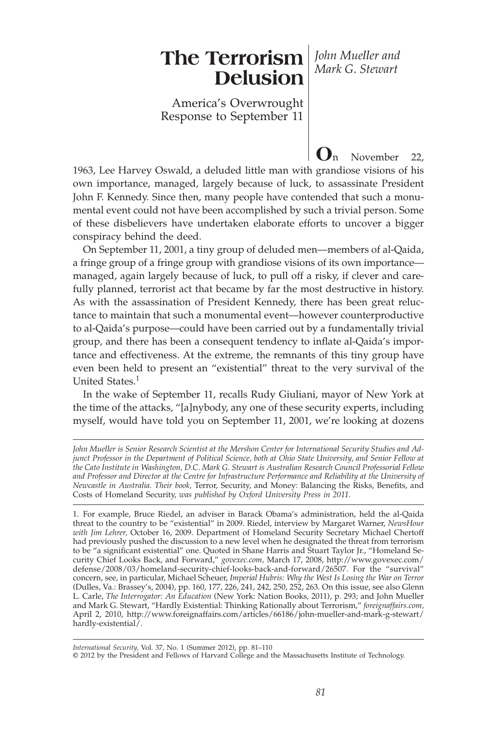# The Terrorism Delusion

## America's Overwrought Response to September 11

*John Mueller and Mark G. Stewart*

On November 22, 1963, Lee Harvey Oswald, a deluded little man with grandiose visions of his own importance, managed, largely because of luck, to assassinate President John F. Kennedy. Since then, many people have contended that such a monumental event could not have been accomplished by such a trivial person. Some of these disbelievers have undertaken elaborate efforts to uncover a bigger conspiracy behind the deed.

On September 11, 2001, a tiny group of deluded men—members of al-Qaida, a fringe group of a fringe group with grandiose visions of its own importance—managed, again largely because of luck, to pull off a risky, if clever and carefully planned, terrorist act that became by far the most destructive in history. As with the assassination of President Kennedy, there has been great reluctance to maintain that such a monumental event—however counterproductive to al-Qaida's purpose—could have been carried out by a fundamentally trivial group, and there has been a consequent tendency to inflate al-Qaida's importance and effectiveness. At the extreme, the remnants of this tiny group have even been held to present an "existential" threat to the very survival of the United States.[1]

In the wake of September 11, recalls Rudy Giuliani, mayor of New York at the time of the attacks, "[a]nybody, any one of these security experts, including myself, would have told you on September 11, 2001, we're looking at dozens

---

*John Mueller is Senior Research Scientist at the Mershon Center for International Security Studies and Adjunct Professor in the Department of Political Science, both at Ohio State University, and Senior Fellow at the Cato Institute in Washington, D.C. Mark G. Stewart is Australian Research Council Professorial Fellow and Professor and Director at the Centre for Infrastructure Performance and Reliability at the University of Newcastle in Australia. Their book,* Terror, Security, and Money: Balancing the Risks, Benefits, and Costs of Homeland Security, *was published by Oxford University Press in 2011.*

1. For example, Bruce Riedel, an adviser in Barack Obama's administration, held the al-Qaida threat to the country to be "existential" in 2009. Riedel, interview by Margaret Warner, *NewsHour with Jim Lehrer,* October 16, 2009. Department of Homeland Security Secretary Michael Chertoff had previously pushed the discussion to a new level when he designated the threat from terrorism to be "a significant existential" one. Quoted in Shane Harris and Stuart Taylor Jr., "Homeland Security Chief Looks Back, and Forward," *govexec.com,* March 17, 2008, http://www.govexec.com/defense/2008/03/homeland-security-chief-looks-back-and-forward/26507. For the "survival" concern, see, in particular, Michael Scheuer, *Imperial Hubris: Why the West Is Losing the War on Terror* (Dulles, Va.: Brassey's, 2004), pp. 160, 177, 226, 241, 242, 250, 252, 263. On this issue, see also Glenn L. Carle, *The Interrogator: An Education* (New York: Nation Books, 2011), p. 293; and John Mueller and Mark G. Stewart, "Hardly Existential: Thinking Rationally about Terrorism," *foreignaffairs.com,* April 2, 2010, http://www.foreignaffairs.com/articles/66186/john-mueller-and-mark-g-stewart/hardly-existential/.

*International Security,* Vol. 37, No. 1 (Summer 2012), pp. 81–110
© 2012 by the President and Fellows of Harvard College and the Massachusetts Institute of Technology.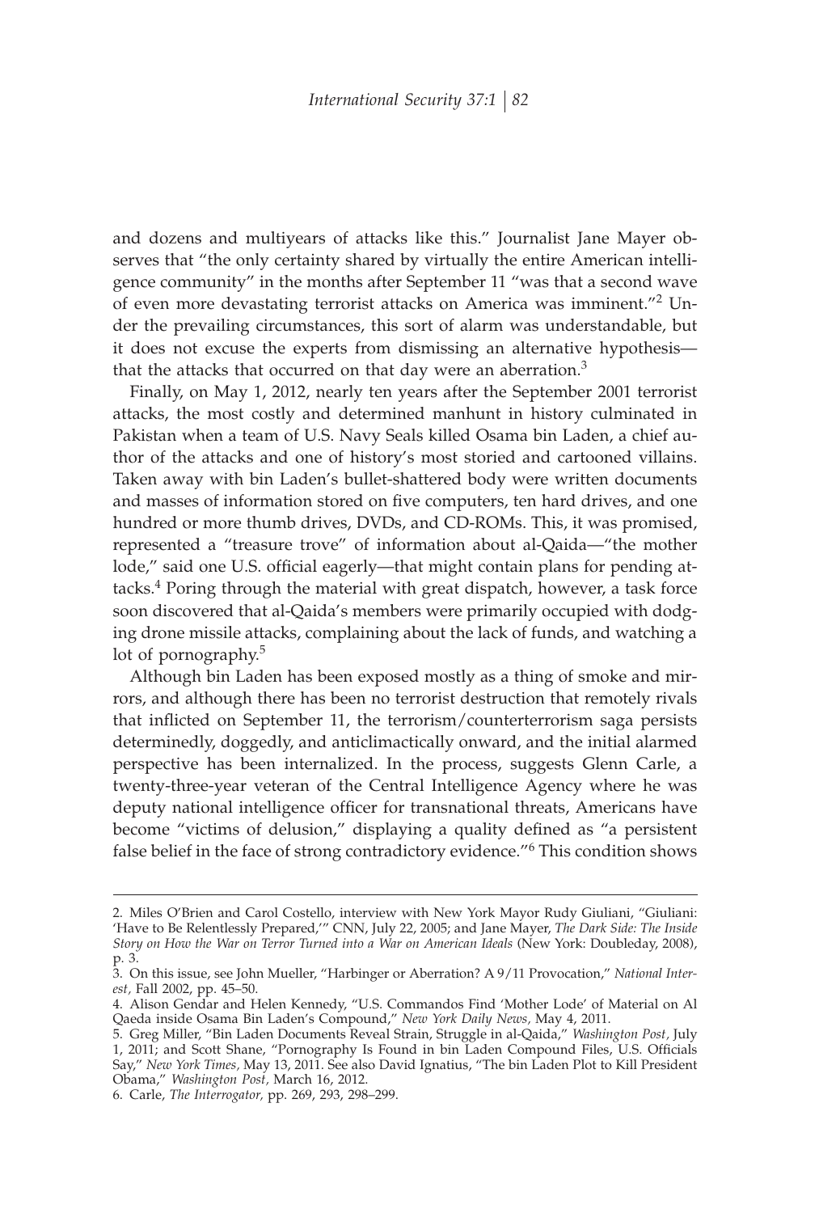and dozens and multiyears of attacks like this." Journalist Jane Mayer observes that "the only certainty shared by virtually the entire American intelligence community" in the months after September 11 "was that a second wave of even more devastating terrorist attacks on America was imminent."[2] Under the prevailing circumstances, this sort of alarm was understandable, but it does not excuse the experts from dismissing an alternative hypothesis—that the attacks that occurred on that day were an aberration.[3]

Finally, on May 1, 2012, nearly ten years after the September 2001 terrorist attacks, the most costly and determined manhunt in history culminated in Pakistan when a team of U.S. Navy Seals killed Osama bin Laden, a chief author of the attacks and one of history's most storied and cartooned villains. Taken away with bin Laden's bullet-shattered body were written documents and masses of information stored on five computers, ten hard drives, and one hundred or more thumb drives, DVDs, and CD-ROMs. This, it was promised, represented a "treasure trove" of information about al-Qaida—"the mother lode," said one U.S. official eagerly—that might contain plans for pending attacks.[4] Poring through the material with great dispatch, however, a task force soon discovered that al-Qaida's members were primarily occupied with dodging drone missile attacks, complaining about the lack of funds, and watching a lot of pornography.[5]

Although bin Laden has been exposed mostly as a thing of smoke and mirrors, and although there has been no terrorist destruction that remotely rivals that inflicted on September 11, the terrorism/counterterrorism saga persists determinedly, doggedly, and anticlimactically onward, and the initial alarmed perspective has been internalized. In the process, suggests Glenn Carle, a twenty-three-year veteran of the Central Intelligence Agency where he was deputy national intelligence officer for transnational threats, Americans have become "victims of delusion," displaying a quality defined as "a persistent false belief in the face of strong contradictory evidence."[6] This condition shows

---

2. Miles O'Brien and Carol Costello, interview with New York Mayor Rudy Giuliani, "Giuliani: 'Have to Be Relentlessly Prepared,'" CNN, July 22, 2005; and Jane Mayer, *The Dark Side: The Inside Story on How the War on Terror Turned into a War on American Ideals* (New York: Doubleday, 2008), p. 3.

3. On this issue, see John Mueller, "Harbinger or Aberration? A 9/11 Provocation," *National Interest*, Fall 2002, pp. 45–50.

4. Alison Gendar and Helen Kennedy, "U.S. Commandos Find 'Mother Lode' of Material on Al Qaeda inside Osama Bin Laden's Compound," *New York Daily News*, May 4, 2011.

5. Greg Miller, "Bin Laden Documents Reveal Strain, Struggle in al-Qaida," *Washington Post*, July 1, 2011; and Scott Shane, "Pornography Is Found in bin Laden Compound Files, U.S. Officials Say," *New York Times*, May 13, 2011. See also David Ignatius, "The bin Laden Plot to Kill President Obama," *Washington Post*, March 16, 2012.

6. Carle, *The Interrogator*, pp. 269, 293, 298–299.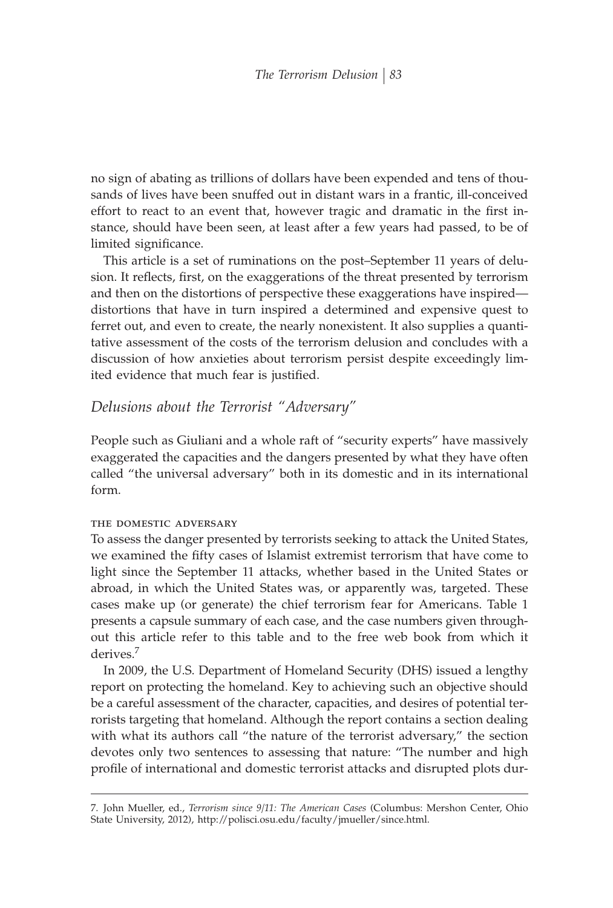no sign of abating as trillions of dollars have been expended and tens of thousands of lives have been snuffed out in distant wars in a frantic, ill-conceived effort to react to an event that, however tragic and dramatic in the first instance, should have been seen, at least after a few years had passed, to be of limited significance.

This article is a set of ruminations on the post–September 11 years of delusion. It reflects, first, on the exaggerations of the threat presented by terrorism and then on the distortions of perspective these exaggerations have inspired—distortions that have in turn inspired a determined and expensive quest to ferret out, and even to create, the nearly nonexistent. It also supplies a quantitative assessment of the costs of the terrorism delusion and concludes with a discussion of how anxieties about terrorism persist despite exceedingly limited evidence that much fear is justified.

## *Delusions about the Terrorist "Adversary"*

People such as Giuliani and a whole raft of "security experts" have massively exaggerated the capacities and the dangers presented by what they have often called "the universal adversary" both in its domestic and in its international form.

### THE DOMESTIC ADVERSARY

To assess the danger presented by terrorists seeking to attack the United States, we examined the fifty cases of Islamist extremist terrorism that have come to light since the September 11 attacks, whether based in the United States or abroad, in which the United States was, or apparently was, targeted. These cases make up (or generate) the chief terrorism fear for Americans. Table 1 presents a capsule summary of each case, and the case numbers given throughout this article refer to this table and to the free web book from which it derives.[7]

In 2009, the U.S. Department of Homeland Security (DHS) issued a lengthy report on protecting the homeland. Key to achieving such an objective should be a careful assessment of the character, capacities, and desires of potential terrorists targeting that homeland. Although the report contains a section dealing with what its authors call "the nature of the terrorist adversary," the section devotes only two sentences to assessing that nature: "The number and high profile of international and domestic terrorist attacks and disrupted plots dur-

---

7. John Mueller, ed., *Terrorism since 9/11: The American Cases* (Columbus: Mershon Center, Ohio State University, 2012), http://polisci.osu.edu/faculty/jmueller/since.html.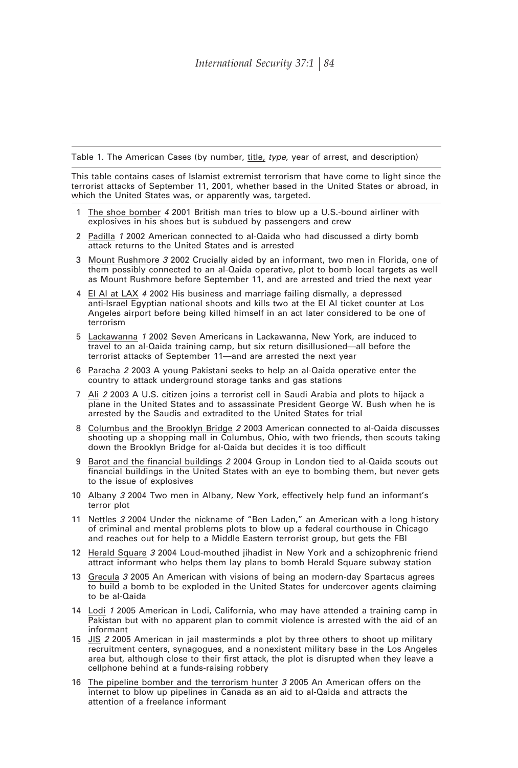Table 1. The American Cases (by number, <u>title</u>, *type*, year of arrest, and description)

This table contains cases of Islamist extremist terrorism that have come to light since the terrorist attacks of September 11, 2001, whether based in the United States or abroad, in which the United States was, or apparently was, targeted.

1 <u>The shoe bomber</u> *4* 2001 British man tries to blow up a U.S.-bound airliner with explosives in his shoes but is subdued by passengers and crew

2 <u>Padilla</u> *1* 2002 American connected to al-Qaida who had discussed a dirty bomb attack returns to the United States and is arrested

3 <u>Mount Rushmore</u> *3* 2002 Crucially aided by an informant, two men in Florida, one of them possibly connected to an al-Qaida operative, plot to bomb local targets as well as Mount Rushmore before September 11, and are arrested and tried the next year

4 <u>El Al at LAX</u> *4* 2002 His business and marriage failing dismally, a depressed anti-Israel Egyptian national shoots and kills two at the El Al ticket counter at Los Angeles airport before being killed himself in an act later considered to be one of terrorism

5 <u>Lackawanna</u> *1* 2002 Seven Americans in Lackawanna, New York, are induced to travel to an al-Qaida training camp, but six return disillusioned—all before the terrorist attacks of September 11—and are arrested the next year

6 <u>Paracha</u> *2* 2003 A young Pakistani seeks to help an al-Qaida operative enter the country to attack underground storage tanks and gas stations

7 <u>Ali</u> *2* 2003 A U.S. citizen joins a terrorist cell in Saudi Arabia and plots to hijack a plane in the United States and to assassinate President George W. Bush when he is arrested by the Saudis and extradited to the United States for trial

8 <u>Columbus and the Brooklyn Bridge</u> *2* 2003 American connected to al-Qaida discusses shooting up a shopping mall in Columbus, Ohio, with two friends, then scouts taking down the Brooklyn Bridge for al-Qaida but decides it is too difficult

9 <u>Barot and the financial buildings</u> *2* 2004 Group in London tied to al-Qaida scouts out financial buildings in the United States with an eye to bombing them, but never gets to the issue of explosives

10 <u>Albany</u> *3* 2004 Two men in Albany, New York, effectively help fund an informant's terror plot

11 <u>Nettles</u> *3* 2004 Under the nickname of "Ben Laden," an American with a long history of criminal and mental problems plots to blow up a federal courthouse in Chicago and reaches out for help to a Middle Eastern terrorist group, but gets the FBI

12 <u>Herald Square</u> *3* 2004 Loud-mouthed jihadist in New York and a schizophrenic friend attract informant who helps them lay plans to bomb Herald Square subway station

13 <u>Grecula</u> *3* 2005 An American with visions of being an modern-day Spartacus agrees to build a bomb to be exploded in the United States for undercover agents claiming to be al-Qaida

14 <u>Lodi</u> *1* 2005 American in Lodi, California, who may have attended a training camp in Pakistan but with no apparent plan to commit violence is arrested with the aid of an informant

15 <u>JIS</u> *2* 2005 American in jail masterminds a plot by three others to shoot up military recruitment centers, synagogues, and a nonexistent military base in the Los Angeles area but, although close to their first attack, the plot is disrupted when they leave a cellphone behind at a funds-raising robbery

16 <u>The pipeline bomber and the terrorism hunter</u> *3* 2005 An American offers on the internet to blow up pipelines in Canada as an aid to al-Qaida and attracts the attention of a freelance informant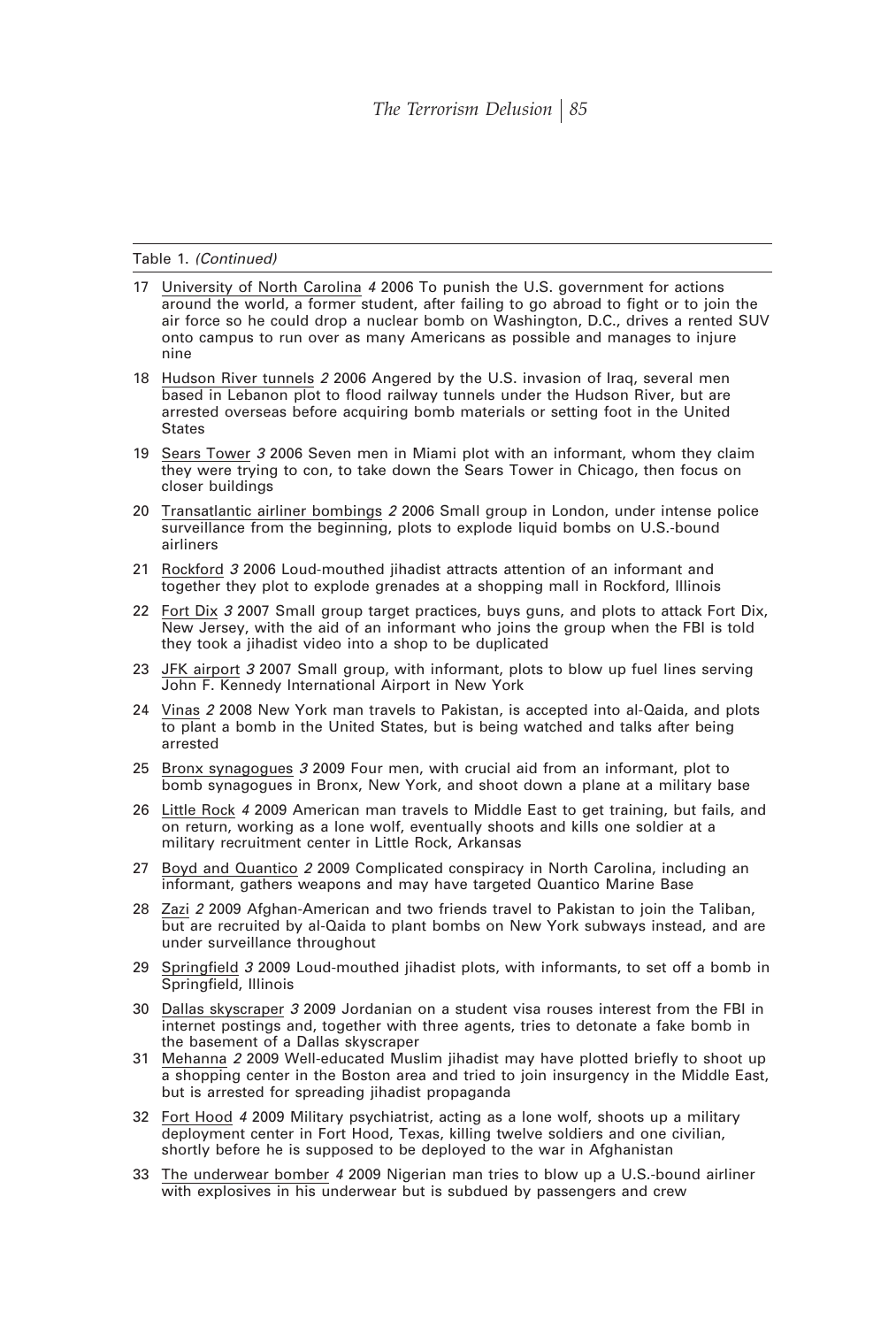Table 1. *(Continued)*

17 <u>University of North Carolina</u> *4* 2006 To punish the U.S. government for actions around the world, a former student, after failing to go abroad to fight or to join the air force so he could drop a nuclear bomb on Washington, D.C., drives a rented SUV onto campus to run over as many Americans as possible and manages to injure nine

18 <u>Hudson River tunnels</u> *2* 2006 Angered by the U.S. invasion of Iraq, several men based in Lebanon plot to flood railway tunnels under the Hudson River, but are arrested overseas before acquiring bomb materials or setting foot in the United States

19 <u>Sears Tower</u> *3* 2006 Seven men in Miami plot with an informant, whom they claim they were trying to con, to take down the Sears Tower in Chicago, then focus on closer buildings

20 <u>Transatlantic airliner bombings</u> *2* 2006 Small group in London, under intense police surveillance from the beginning, plots to explode liquid bombs on U.S.-bound airliners

21 <u>Rockford</u> *3* 2006 Loud-mouthed jihadist attracts attention of an informant and together they plot to explode grenades at a shopping mall in Rockford, Illinois

22 <u>Fort Dix</u> *3* 2007 Small group target practices, buys guns, and plots to attack Fort Dix, New Jersey, with the aid of an informant who joins the group when the FBI is told they took a jihadist video into a shop to be duplicated

23 <u>JFK airport</u> *3* 2007 Small group, with informant, plots to blow up fuel lines serving John F. Kennedy International Airport in New York

24 <u>Vinas</u> *2* 2008 New York man travels to Pakistan, is accepted into al-Qaida, and plots to plant a bomb in the United States, but is being watched and talks after being arrested

25 <u>Bronx synagogues</u> *3* 2009 Four men, with crucial aid from an informant, plot to bomb synagogues in Bronx, New York, and shoot down a plane at a military base

26 <u>Little Rock</u> *4* 2009 American man travels to Middle East to get training, but fails, and on return, working as a lone wolf, eventually shoots and kills one soldier at a military recruitment center in Little Rock, Arkansas

27 <u>Boyd and Quantico</u> *2* 2009 Complicated conspiracy in North Carolina, including an informant, gathers weapons and may have targeted Quantico Marine Base

28 <u>Zazi</u> *2* 2009 Afghan-American and two friends travel to Pakistan to join the Taliban, but are recruited by al-Qaida to plant bombs on New York subways instead, and are under surveillance throughout

29 <u>Springfield</u> *3* 2009 Loud-mouthed jihadist plots, with informants, to set off a bomb in Springfield, Illinois

30 <u>Dallas skyscraper</u> *3* 2009 Jordanian on a student visa rouses interest from the FBI in internet postings and, together with three agents, tries to detonate a fake bomb in the basement of a Dallas skyscraper

31 <u>Mehanna</u> *2* 2009 Well-educated Muslim jihadist may have plotted briefly to shoot up a shopping center in the Boston area and tried to join insurgency in the Middle East, but is arrested for spreading jihadist propaganda

32 <u>Fort Hood</u> *4* 2009 Military psychiatrist, acting as a lone wolf, shoots up a military deployment center in Fort Hood, Texas, killing twelve soldiers and one civilian, shortly before he is supposed to be deployed to the war in Afghanistan

33 <u>The underwear bomber</u> *4* 2009 Nigerian man tries to blow up a U.S.-bound airliner with explosives in his underwear but is subdued by passengers and crew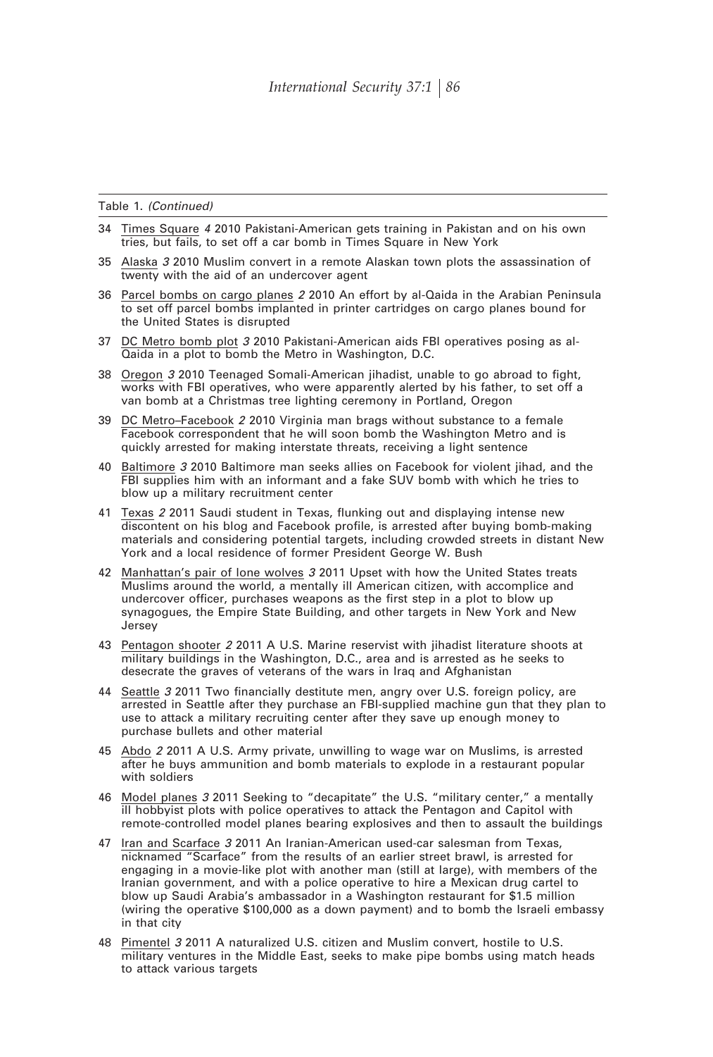Table 1. *(Continued)*

34 Times Square *4* 2010 Pakistani-American gets training in Pakistan and on his own tries, but fails, to set off a car bomb in Times Square in New York

35 Alaska *3* 2010 Muslim convert in a remote Alaskan town plots the assassination of twenty with the aid of an undercover agent

36 Parcel bombs on cargo planes *2* 2010 An effort by al-Qaida in the Arabian Peninsula to set off parcel bombs implanted in printer cartridges on cargo planes bound for the United States is disrupted

37 DC Metro bomb plot *3* 2010 Pakistani-American aids FBI operatives posing as al-Qaida in a plot to bomb the Metro in Washington, D.C.

38 Oregon *3* 2010 Teenaged Somali-American jihadist, unable to go abroad to fight, works with FBI operatives, who were apparently alerted by his father, to set off a van bomb at a Christmas tree lighting ceremony in Portland, Oregon

39 DC Metro–Facebook *2* 2010 Virginia man brags without substance to a female Facebook correspondent that he will soon bomb the Washington Metro and is quickly arrested for making interstate threats, receiving a light sentence

40 Baltimore *3* 2010 Baltimore man seeks allies on Facebook for violent jihad, and the FBI supplies him with an informant and a fake SUV bomb with which he tries to blow up a military recruitment center

41 Texas *2* 2011 Saudi student in Texas, flunking out and displaying intense new discontent on his blog and Facebook profile, is arrested after buying bomb-making materials and considering potential targets, including crowded streets in distant New York and a local residence of former President George W. Bush

42 Manhattan's pair of lone wolves *3* 2011 Upset with how the United States treats Muslims around the world, a mentally ill American citizen, with accomplice and undercover officer, purchases weapons as the first step in a plot to blow up synagogues, the Empire State Building, and other targets in New York and New Jersey

43 Pentagon shooter *2* 2011 A U.S. Marine reservist with jihadist literature shoots at military buildings in the Washington, D.C., area and is arrested as he seeks to desecrate the graves of veterans of the wars in Iraq and Afghanistan

44 Seattle *3* 2011 Two financially destitute men, angry over U.S. foreign policy, are arrested in Seattle after they purchase an FBI-supplied machine gun that they plan to use to attack a military recruiting center after they save up enough money to purchase bullets and other material

45 Abdo *2* 2011 A U.S. Army private, unwilling to wage war on Muslims, is arrested after he buys ammunition and bomb materials to explode in a restaurant popular with soldiers

46 Model planes *3* 2011 Seeking to "decapitate" the U.S. "military center," a mentally ill hobbyist plots with police operatives to attack the Pentagon and Capitol with remote-controlled model planes bearing explosives and then to assault the buildings

47 Iran and Scarface *3* 2011 An Iranian-American used-car salesman from Texas, nicknamed "Scarface" from the results of an earlier street brawl, is arrested for engaging in a movie-like plot with another man (still at large), with members of the Iranian government, and with a police operative to hire a Mexican drug cartel to blow up Saudi Arabia's ambassador in a Washington restaurant for $1.5 million (wiring the operative $100,000 as a down payment) and to bomb the Israeli embassy in that city

48 Pimentel *3* 2011 A naturalized U.S. citizen and Muslim convert, hostile to U.S. military ventures in the Middle East, seeks to make pipe bombs using match heads to attack various targets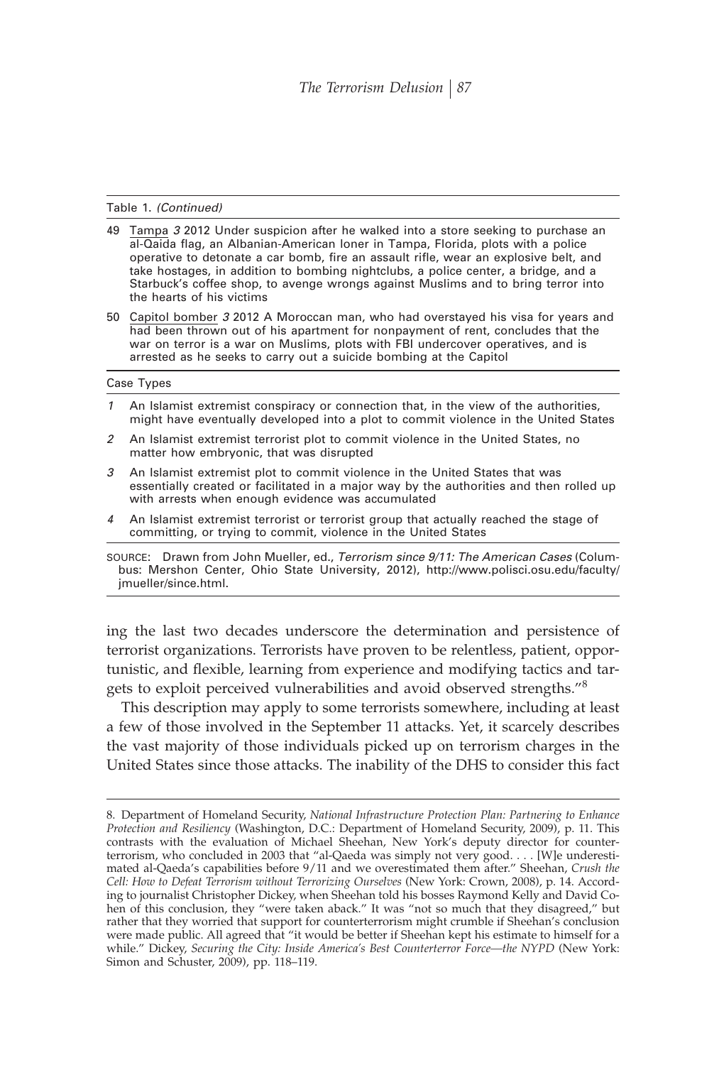Table 1. *(Continued)*

49 Tampa *3* 2012 Under suspicion after he walked into a store seeking to purchase an al-Qaida flag, an Albanian-American loner in Tampa, Florida, plots with a police operative to detonate a car bomb, fire an assault rifle, wear an explosive belt, and take hostages, in addition to bombing nightclubs, a police center, a bridge, and a Starbuck's coffee shop, to avenge wrongs against Muslims and to bring terror into the hearts of his victims

50 Capitol bomber *3* 2012 A Moroccan man, who had overstayed his visa for years and had been thrown out of his apartment for nonpayment of rent, concludes that the war on terror is a war on Muslims, plots with FBI undercover operatives, and is arrested as he seeks to carry out a suicide bombing at the Capitol

Case Types

*1* An Islamist extremist conspiracy or connection that, in the view of the authorities, might have eventually developed into a plot to commit violence in the United States

*2* An Islamist extremist terrorist plot to commit violence in the United States, no matter how embryonic, that was disrupted

*3* An Islamist extremist plot to commit violence in the United States that was essentially created or facilitated in a major way by the authorities and then rolled up with arrests when enough evidence was accumulated

*4* An Islamist extremist terrorist or terrorist group that actually reached the stage of committing, or trying to commit, violence in the United States

SOURCE: Drawn from John Mueller, ed., *Terrorism since 9/11: The American Cases* (Columbus: Mershon Center, Ohio State University, 2012), http://www.polisci.osu.edu/faculty/jmueller/since.html.

ing the last two decades underscore the determination and persistence of terrorist organizations. Terrorists have proven to be relentless, patient, opportunistic, and flexible, learning from experience and modifying tactics and targets to exploit perceived vulnerabilities and avoid observed strengths."[8]

This description may apply to some terrorists somewhere, including at least a few of those involved in the September 11 attacks. Yet, it scarcely describes the vast majority of those individuals picked up on terrorism charges in the United States since those attacks. The inability of the DHS to consider this fact

8. Department of Homeland Security, *National Infrastructure Protection Plan: Partnering to Enhance Protection and Resiliency* (Washington, D.C.: Department of Homeland Security, 2009), p. 11. This contrasts with the evaluation of Michael Sheehan, New York's deputy director for counterterrorism, who concluded in 2003 that "al-Qaeda was simply not very good. . . . [W]e underestimated al-Qaeda's capabilities before 9/11 and we overestimated them after." Sheehan, *Crush the Cell: How to Defeat Terrorism without Terrorizing Ourselves* (New York: Crown, 2008), p. 14. According to journalist Christopher Dickey, when Sheehan told his bosses Raymond Kelly and David Cohen of this conclusion, they "were taken aback." It was "not so much that they disagreed," but rather that they worried that support for counterterrorism might crumble if Sheehan's conclusion were made public. All agreed that "it would be better if Sheehan kept his estimate to himself for a while." Dickey, *Securing the City: Inside America's Best Counterterror Force—the NYPD* (New York: Simon and Schuster, 2009), pp. 118–119.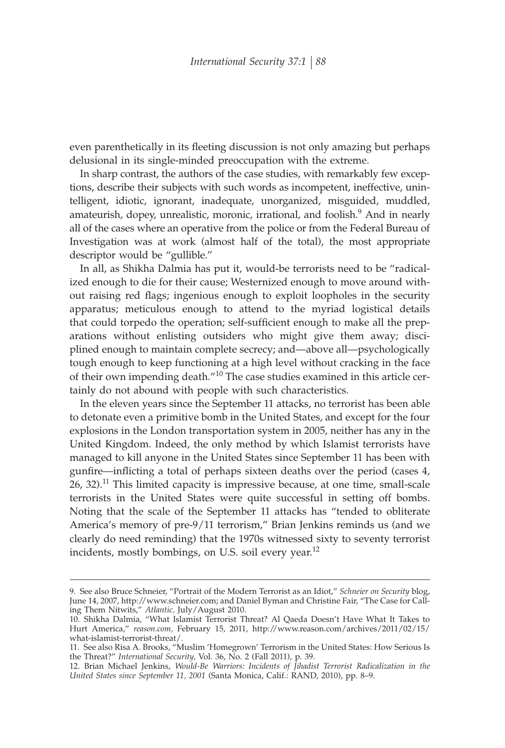even parenthetically in its fleeting discussion is not only amazing but perhaps delusional in its single-minded preoccupation with the extreme.

In sharp contrast, the authors of the case studies, with remarkably few exceptions, describe their subjects with such words as incompetent, ineffective, unintelligent, idiotic, ignorant, inadequate, unorganized, misguided, muddled, amateurish, dopey, unrealistic, moronic, irrational, and foolish.[9] And in nearly all of the cases where an operative from the police or from the Federal Bureau of Investigation was at work (almost half of the total), the most appropriate descriptor would be "gullible."

In all, as Shikha Dalmia has put it, would-be terrorists need to be "radicalized enough to die for their cause; Westernized enough to move around without raising red flags; ingenious enough to exploit loopholes in the security apparatus; meticulous enough to attend to the myriad logistical details that could torpedo the operation; self-sufficient enough to make all the preparations without enlisting outsiders who might give them away; disciplined enough to maintain complete secrecy; and—above all—psychologically tough enough to keep functioning at a high level without cracking in the face of their own impending death."[10] The case studies examined in this article certainly do not abound with people with such characteristics.

In the eleven years since the September 11 attacks, no terrorist has been able to detonate even a primitive bomb in the United States, and except for the four explosions in the London transportation system in 2005, neither has any in the United Kingdom. Indeed, the only method by which Islamist terrorists have managed to kill anyone in the United States since September 11 has been with gunfire—inflicting a total of perhaps sixteen deaths over the period (cases 4, 26, 32).[11] This limited capacity is impressive because, at one time, small-scale terrorists in the United States were quite successful in setting off bombs. Noting that the scale of the September 11 attacks has "tended to obliterate America's memory of pre-9/11 terrorism," Brian Jenkins reminds us (and we clearly do need reminding) that the 1970s witnessed sixty to seventy terrorist incidents, mostly bombings, on U.S. soil every year.[12]

---

9. See also Bruce Schneier, "Portrait of the Modern Terrorist as an Idiot," *Schneier on Security* blog, June 14, 2007, http://www.schneier.com; and Daniel Byman and Christine Fair, "The Case for Calling Them Nitwits," *Atlantic,* July/August 2010.

10. Shikha Dalmia, "What Islamist Terrorist Threat? Al Qaeda Doesn't Have What It Takes to Hurt America," *reason.com,* February 15, 2011, http://www.reason.com/archives/2011/02/15/what-islamist-terrorist-threat/.

11. See also Risa A. Brooks, "Muslim 'Homegrown' Terrorism in the United States: How Serious Is the Threat?" *International Security,* Vol. 36, No. 2 (Fall 2011), p. 39.

12. Brian Michael Jenkins, *Would-Be Warriors: Incidents of Jihadist Terrorist Radicalization in the United States since September 11, 2001* (Santa Monica, Calif.: RAND, 2010), pp. 8–9.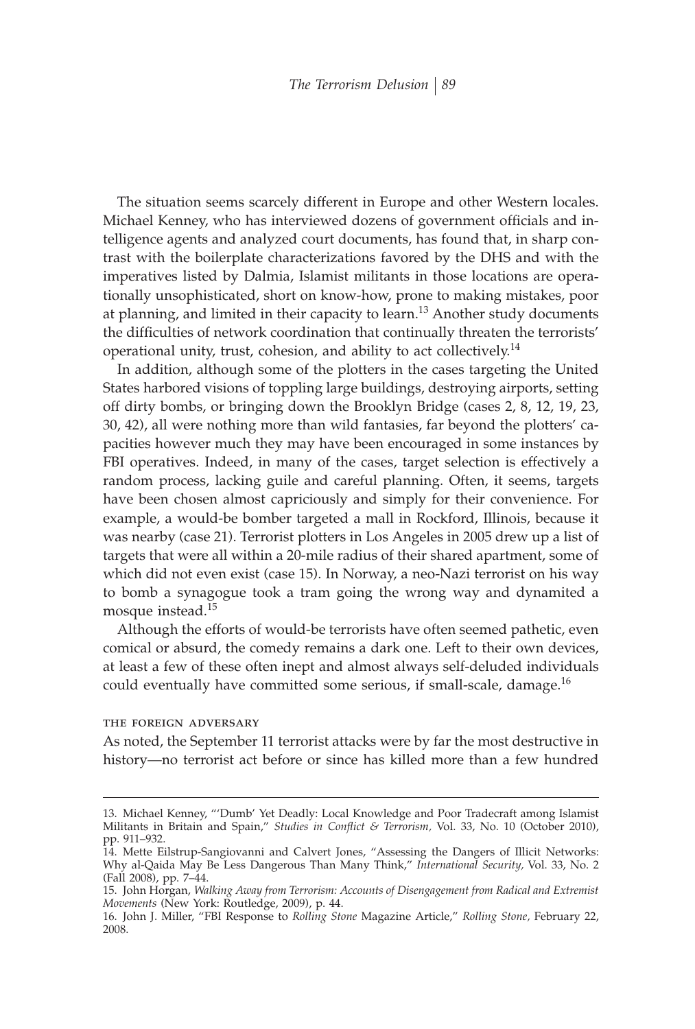The situation seems scarcely different in Europe and other Western locales. Michael Kenney, who has interviewed dozens of government officials and intelligence agents and analyzed court documents, has found that, in sharp contrast with the boilerplate characterizations favored by the DHS and with the imperatives listed by Dalmia, Islamist militants in those locations are operationally unsophisticated, short on know-how, prone to making mistakes, poor at planning, and limited in their capacity to learn.[13] Another study documents the difficulties of network coordination that continually threaten the terrorists' operational unity, trust, cohesion, and ability to act collectively.[14]

In addition, although some of the plotters in the cases targeting the United States harbored visions of toppling large buildings, destroying airports, setting off dirty bombs, or bringing down the Brooklyn Bridge (cases 2, 8, 12, 19, 23, 30, 42), all were nothing more than wild fantasies, far beyond the plotters' capacities however much they may have been encouraged in some instances by FBI operatives. Indeed, in many of the cases, target selection is effectively a random process, lacking guile and careful planning. Often, it seems, targets have been chosen almost capriciously and simply for their convenience. For example, a would-be bomber targeted a mall in Rockford, Illinois, because it was nearby (case 21). Terrorist plotters in Los Angeles in 2005 drew up a list of targets that were all within a 20-mile radius of their shared apartment, some of which did not even exist (case 15). In Norway, a neo-Nazi terrorist on his way to bomb a synagogue took a tram going the wrong way and dynamited a mosque instead.[15]

Although the efforts of would-be terrorists have often seemed pathetic, even comical or absurd, the comedy remains a dark one. Left to their own devices, at least a few of these often inept and almost always self-deluded individuals could eventually have committed some serious, if small-scale, damage.[16]

### THE FOREIGN ADVERSARY

As noted, the September 11 terrorist attacks were by far the most destructive in history—no terrorist act before or since has killed more than a few hundred

---

13. Michael Kenney, "'Dumb' Yet Deadly: Local Knowledge and Poor Tradecraft among Islamist Militants in Britain and Spain," *Studies in Conflict & Terrorism,* Vol. 33, No. 10 (October 2010), pp. 911–932.

14. Mette Eilstrup-Sangiovanni and Calvert Jones, "Assessing the Dangers of Illicit Networks: Why al-Qaida May Be Less Dangerous Than Many Think," *International Security,* Vol. 33, No. 2 (Fall 2008), pp. 7–44.

15. John Horgan, *Walking Away from Terrorism: Accounts of Disengagement from Radical and Extremist Movements* (New York: Routledge, 2009), p. 44.

16. John J. Miller, "FBI Response to *Rolling Stone* Magazine Article," *Rolling Stone,* February 22, 2008.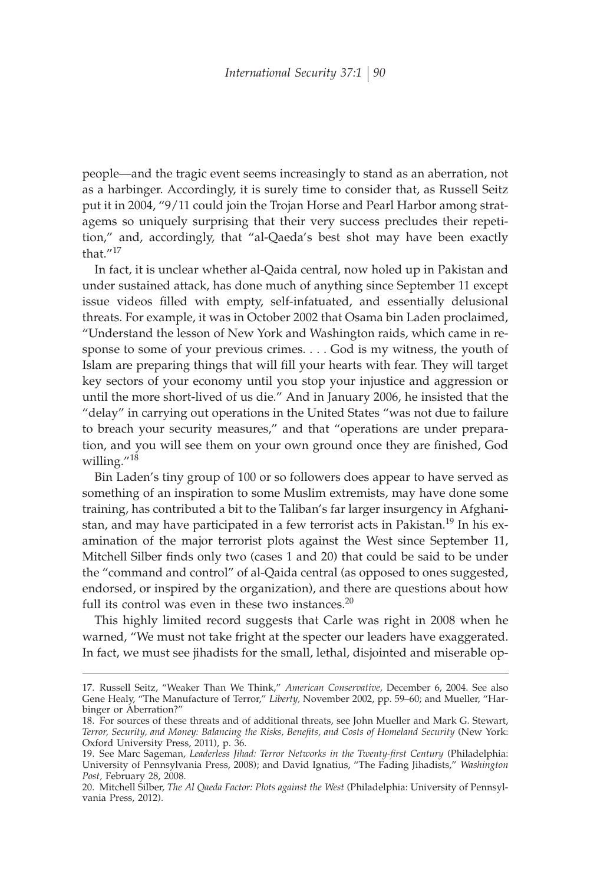people—and the tragic event seems increasingly to stand as an aberration, not as a harbinger. Accordingly, it is surely time to consider that, as Russell Seitz put it in 2004, "9/11 could join the Trojan Horse and Pearl Harbor among stratagems so uniquely surprising that their very success precludes their repetition," and, accordingly, that "al-Qaeda's best shot may have been exactly that."[17]

In fact, it is unclear whether al-Qaida central, now holed up in Pakistan and under sustained attack, has done much of anything since September 11 except issue videos filled with empty, self-infatuated, and essentially delusional threats. For example, it was in October 2002 that Osama bin Laden proclaimed, "Understand the lesson of New York and Washington raids, which came in response to some of your previous crimes. . . . God is my witness, the youth of Islam are preparing things that will fill your hearts with fear. They will target key sectors of your economy until you stop your injustice and aggression or until the more short-lived of us die." And in January 2006, he insisted that the "delay" in carrying out operations in the United States "was not due to failure to breach your security measures," and that "operations are under preparation, and you will see them on your own ground once they are finished, God willing."[18]

Bin Laden's tiny group of 100 or so followers does appear to have served as something of an inspiration to some Muslim extremists, may have done some training, has contributed a bit to the Taliban's far larger insurgency in Afghanistan, and may have participated in a few terrorist acts in Pakistan.[19] In his examination of the major terrorist plots against the West since September 11, Mitchell Silber finds only two (cases 1 and 20) that could be said to be under the "command and control" of al-Qaida central (as opposed to ones suggested, endorsed, or inspired by the organization), and there are questions about how full its control was even in these two instances.[20]

This highly limited record suggests that Carle was right in 2008 when he warned, "We must not take fright at the specter our leaders have exaggerated. In fact, we must see jihadists for the small, lethal, disjointed and miserable op-

---

17. Russell Seitz, "Weaker Than We Think," *American Conservative,* December 6, 2004. See also Gene Healy, "The Manufacture of Terror," *Liberty,* November 2002, pp. 59–60; and Mueller, "Harbinger or Aberration?"

18. For sources of these threats and of additional threats, see John Mueller and Mark G. Stewart, *Terror, Security, and Money: Balancing the Risks, Benefits, and Costs of Homeland Security* (New York: Oxford University Press, 2011), p. 36.

19. See Marc Sageman, *Leaderless Jihad: Terror Networks in the Twenty-first Century* (Philadelphia: University of Pennsylvania Press, 2008); and David Ignatius, "The Fading Jihadists," *Washington Post,* February 28, 2008.

20. Mitchell Silber, *The Al Qaeda Factor: Plots against the West* (Philadelphia: University of Pennsylvania Press, 2012).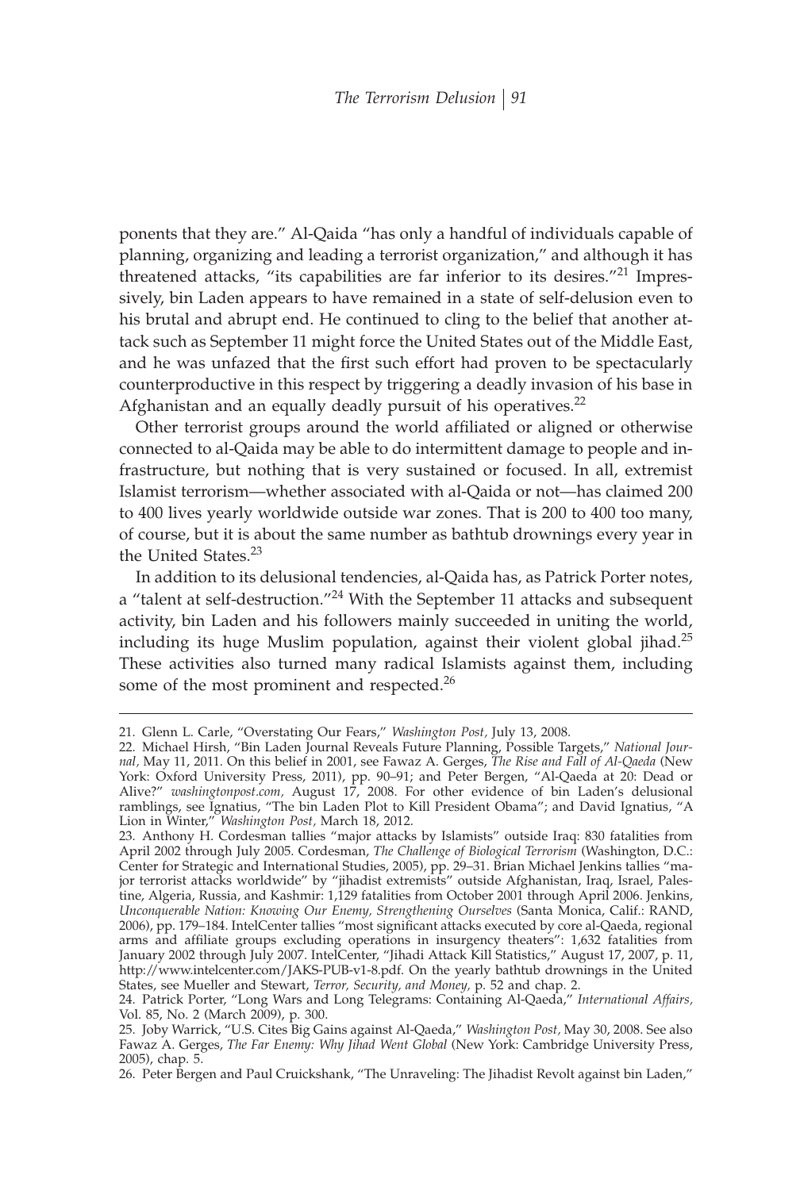ponents that they are." Al-Qaida "has only a handful of individuals capable of planning, organizing and leading a terrorist organization," and although it has threatened attacks, "its capabilities are far inferior to its desires."[21] Impressively, bin Laden appears to have remained in a state of self-delusion even to his brutal and abrupt end. He continued to cling to the belief that another attack such as September 11 might force the United States out of the Middle East, and he was unfazed that the first such effort had proven to be spectacularly counterproductive in this respect by triggering a deadly invasion of his base in Afghanistan and an equally deadly pursuit of his operatives.[22]

Other terrorist groups around the world affiliated or aligned or otherwise connected to al-Qaida may be able to do intermittent damage to people and infrastructure, but nothing that is very sustained or focused. In all, extremist Islamist terrorism—whether associated with al-Qaida or not—has claimed 200 to 400 lives yearly worldwide outside war zones. That is 200 to 400 too many, of course, but it is about the same number as bathtub drownings every year in the United States.[23]

In addition to its delusional tendencies, al-Qaida has, as Patrick Porter notes, a "talent at self-destruction."[24] With the September 11 attacks and subsequent activity, bin Laden and his followers mainly succeeded in uniting the world, including its huge Muslim population, against their violent global jihad.[25] These activities also turned many radical Islamists against them, including some of the most prominent and respected.[26]

---

21. Glenn L. Carle, "Overstating Our Fears," *Washington Post*, July 13, 2008.

22. Michael Hirsh, "Bin Laden Journal Reveals Future Planning, Possible Targets," *National Journal*, May 11, 2011. On this belief in 2001, see Fawaz A. Gerges, *The Rise and Fall of Al-Qaeda* (New York: Oxford University Press, 2011), pp. 90–91; and Peter Bergen, "Al-Qaeda at 20: Dead or Alive?" *washingtonpost.com*, August 17, 2008. For other evidence of bin Laden's delusional ramblings, see Ignatius, "The bin Laden Plot to Kill President Obama"; and David Ignatius, "A Lion in Winter," *Washington Post*, March 18, 2012.

23. Anthony H. Cordesman tallies "major attacks by Islamists" outside Iraq: 830 fatalities from April 2002 through July 2005. Cordesman, *The Challenge of Biological Terrorism* (Washington, D.C.: Center for Strategic and International Studies, 2005), pp. 29–31. Brian Michael Jenkins tallies "major terrorist attacks worldwide" by "jihadist extremists" outside Afghanistan, Iraq, Israel, Palestine, Algeria, Russia, and Kashmir: 1,129 fatalities from October 2001 through April 2006. Jenkins, *Unconquerable Nation: Knowing Our Enemy, Strengthening Ourselves* (Santa Monica, Calif.: RAND, 2006), pp. 179–184. IntelCenter tallies "most significant attacks executed by core al-Qaeda, regional arms and affiliate groups excluding operations in insurgency theaters": 1,632 fatalities from January 2002 through July 2007. IntelCenter, "Jihadi Attack Kill Statistics," August 17, 2007, p. 11, http://www.intelcenter.com/JAKS-PUB-v1-8.pdf. On the yearly bathtub drownings in the United States, see Mueller and Stewart, *Terror, Security, and Money*, p. 52 and chap. 2.

24. Patrick Porter, "Long Wars and Long Telegrams: Containing Al-Qaeda," *International Affairs*, Vol. 85, No. 2 (March 2009), p. 300.

25. Joby Warrick, "U.S. Cites Big Gains against Al-Qaeda," *Washington Post*, May 30, 2008. See also Fawaz A. Gerges, *The Far Enemy: Why Jihad Went Global* (New York: Cambridge University Press, 2005), chap. 5.

26. Peter Bergen and Paul Cruickshank, "The Unraveling: The Jihadist Revolt against bin Laden,"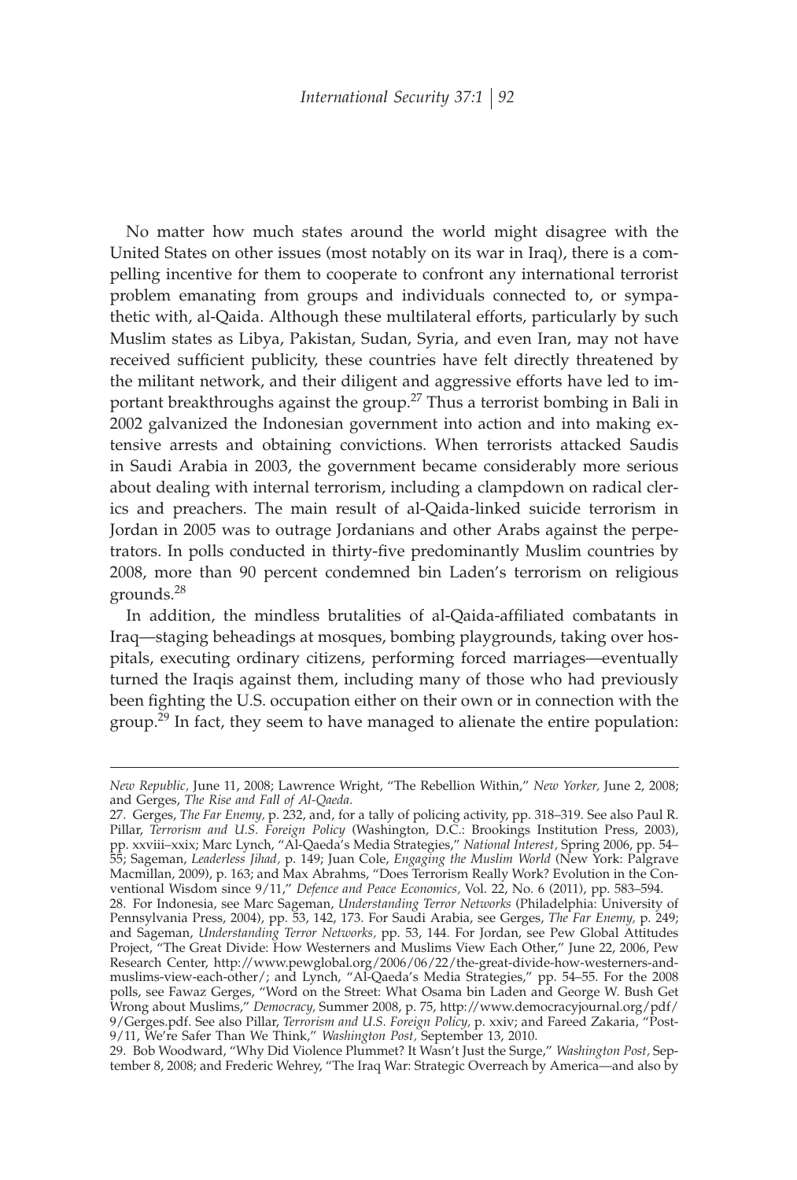No matter how much states around the world might disagree with the United States on other issues (most notably on its war in Iraq), there is a compelling incentive for them to cooperate to confront any international terrorist problem emanating from groups and individuals connected to, or sympathetic with, al-Qaida. Although these multilateral efforts, particularly by such Muslim states as Libya, Pakistan, Sudan, Syria, and even Iran, may not have received sufficient publicity, these countries have felt directly threatened by the militant network, and their diligent and aggressive efforts have led to important breakthroughs against the group.[27] Thus a terrorist bombing in Bali in 2002 galvanized the Indonesian government into action and into making extensive arrests and obtaining convictions. When terrorists attacked Saudis in Saudi Arabia in 2003, the government became considerably more serious about dealing with internal terrorism, including a clampdown on radical clerics and preachers. The main result of al-Qaida-linked suicide terrorism in Jordan in 2005 was to outrage Jordanians and other Arabs against the perpetrators. In polls conducted in thirty-five predominantly Muslim countries by 2008, more than 90 percent condemned bin Laden's terrorism on religious grounds.[28]

In addition, the mindless brutalities of al-Qaida-affiliated combatants in Iraq—staging beheadings at mosques, bombing playgrounds, taking over hospitals, executing ordinary citizens, performing forced marriages—eventually turned the Iraqis against them, including many of those who had previously been fighting the U.S. occupation either on their own or in connection with the group.[29] In fact, they seem to have managed to alienate the entire population:

---

*New Republic,* June 11, 2008; Lawrence Wright, "The Rebellion Within," *New Yorker,* June 2, 2008; and Gerges, *The Rise and Fall of Al-Qaeda.*

27. Gerges, *The Far Enemy,* p. 232, and, for a tally of policing activity, pp. 318–319. See also Paul R. Pillar, *Terrorism and U.S. Foreign Policy* (Washington, D.C.: Brookings Institution Press, 2003), pp. xxviii–xxix; Marc Lynch, "Al-Qaeda's Media Strategies," *National Interest,* Spring 2006, pp. 54–55; Sageman, *Leaderless Jihad,* p. 149; Juan Cole, *Engaging the Muslim World* (New York: Palgrave Macmillan, 2009), p. 163; and Max Abrahms, "Does Terrorism Really Work? Evolution in the Conventional Wisdom since 9/11," *Defence and Peace Economics,* Vol. 22, No. 6 (2011), pp. 583–594.

28. For Indonesia, see Marc Sageman, *Understanding Terror Networks* (Philadelphia: University of Pennsylvania Press, 2004), pp. 53, 142, 173. For Saudi Arabia, see Gerges, *The Far Enemy,* p. 249; and Sageman, *Understanding Terror Networks,* pp. 53, 144. For Jordan, see Pew Global Attitudes Project, "The Great Divide: How Westerners and Muslims View Each Other," June 22, 2006, Pew Research Center, http://www.pewglobal.org/2006/06/22/the-great-divide-how-westerners-and-muslims-view-each-other/; and Lynch, "Al-Qaeda's Media Strategies," pp. 54–55. For the 2008 polls, see Fawaz Gerges, "Word on the Street: What Osama bin Laden and George W. Bush Get Wrong about Muslims," *Democracy,* Summer 2008, p. 75, http://www.democracyjournal.org/pdf/9/Gerges.pdf. See also Pillar, *Terrorism and U.S. Foreign Policy,* p. xxiv; and Fareed Zakaria, "Post-9/11, We're Safer Than We Think," *Washington Post,* September 13, 2010.

29. Bob Woodward, "Why Did Violence Plummet? It Wasn't Just the Surge," *Washington Post,* September 8, 2008; and Frederic Wehrey, "The Iraq War: Strategic Overreach by America—and also by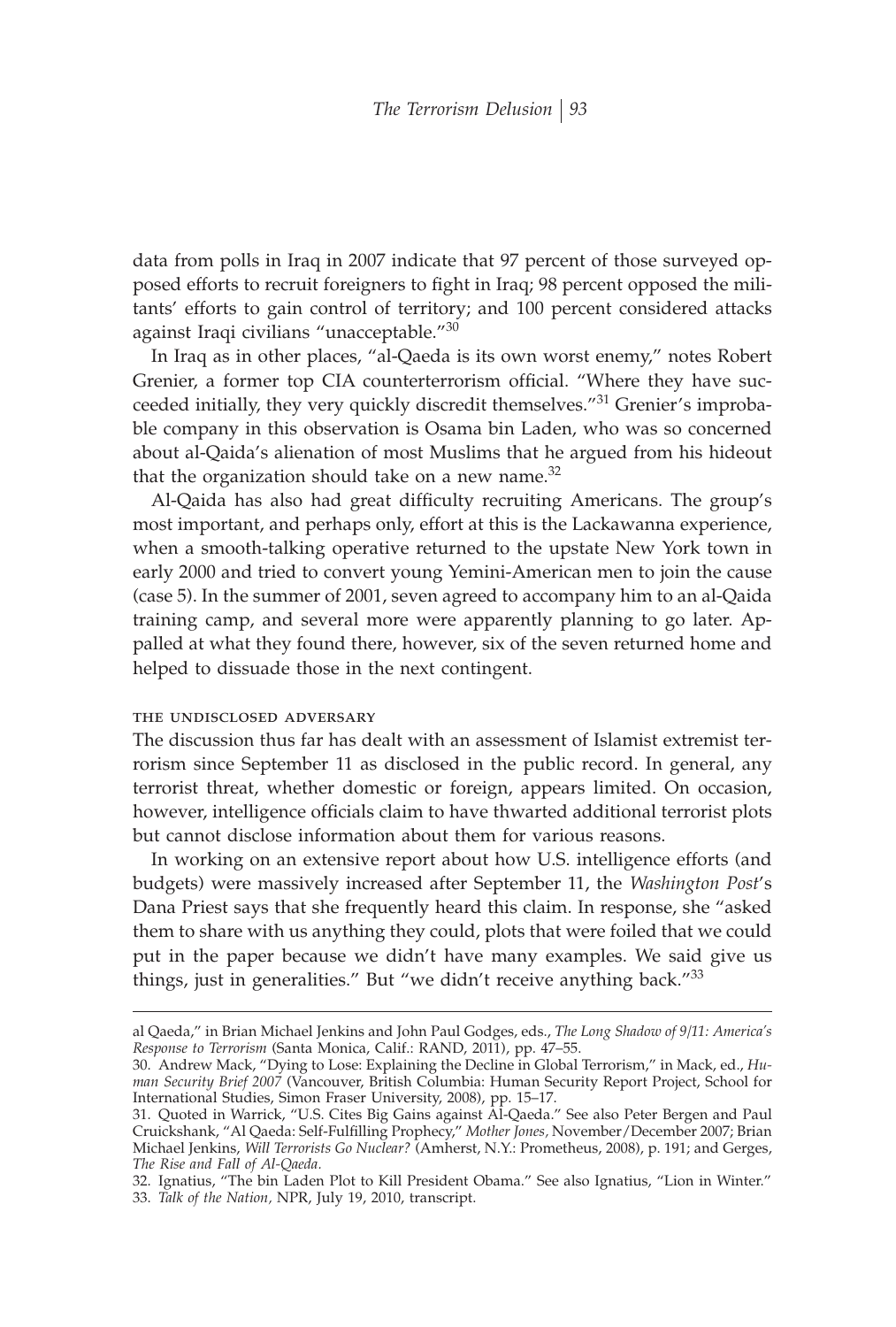data from polls in Iraq in 2007 indicate that 97 percent of those surveyed opposed efforts to recruit foreigners to fight in Iraq; 98 percent opposed the militants' efforts to gain control of territory; and 100 percent considered attacks against Iraqi civilians "unacceptable."[30]

In Iraq as in other places, "al-Qaeda is its own worst enemy," notes Robert Grenier, a former top CIA counterterrorism official. "Where they have succeeded initially, they very quickly discredit themselves."[31] Grenier's improbable company in this observation is Osama bin Laden, who was so concerned about al-Qaida's alienation of most Muslims that he argued from his hideout that the organization should take on a new name.[32]

Al-Qaida has also had great difficulty recruiting Americans. The group's most important, and perhaps only, effort at this is the Lackawanna experience, when a smooth-talking operative returned to the upstate New York town in early 2000 and tried to convert young Yemini-American men to join the cause (case 5). In the summer of 2001, seven agreed to accompany him to an al-Qaida training camp, and several more were apparently planning to go later. Appalled at what they found there, however, six of the seven returned home and helped to dissuade those in the next contingent.

### THE UNDISCLOSED ADVERSARY

The discussion thus far has dealt with an assessment of Islamist extremist terrorism since September 11 as disclosed in the public record. In general, any terrorist threat, whether domestic or foreign, appears limited. On occasion, however, intelligence officials claim to have thwarted additional terrorist plots but cannot disclose information about them for various reasons.

In working on an extensive report about how U.S. intelligence efforts (and budgets) were massively increased after September 11, the *Washington Post*'s Dana Priest says that she frequently heard this claim. In response, she "asked them to share with us anything they could, plots that were foiled that we could put in the paper because we didn't have many examples. We said give us things, just in generalities." But "we didn't receive anything back."[33]

---

al Qaeda," in Brian Michael Jenkins and John Paul Godges, eds., *The Long Shadow of 9/11: America's Response to Terrorism* (Santa Monica, Calif.: RAND, 2011), pp. 47–55.

30. Andrew Mack, "Dying to Lose: Explaining the Decline in Global Terrorism," in Mack, ed., *Human Security Brief 2007* (Vancouver, British Columbia: Human Security Report Project, School for International Studies, Simon Fraser University, 2008), pp. 15–17.

31. Quoted in Warrick, "U.S. Cites Big Gains against Al-Qaeda." See also Peter Bergen and Paul Cruickshank, "Al Qaeda: Self-Fulfilling Prophecy," *Mother Jones*, November/December 2007; Brian Michael Jenkins, *Will Terrorists Go Nuclear?* (Amherst, N.Y.: Prometheus, 2008), p. 191; and Gerges, *The Rise and Fall of Al-Qaeda.*

32. Ignatius, "The bin Laden Plot to Kill President Obama." See also Ignatius, "Lion in Winter."

33. *Talk of the Nation*, NPR, July 19, 2010, transcript.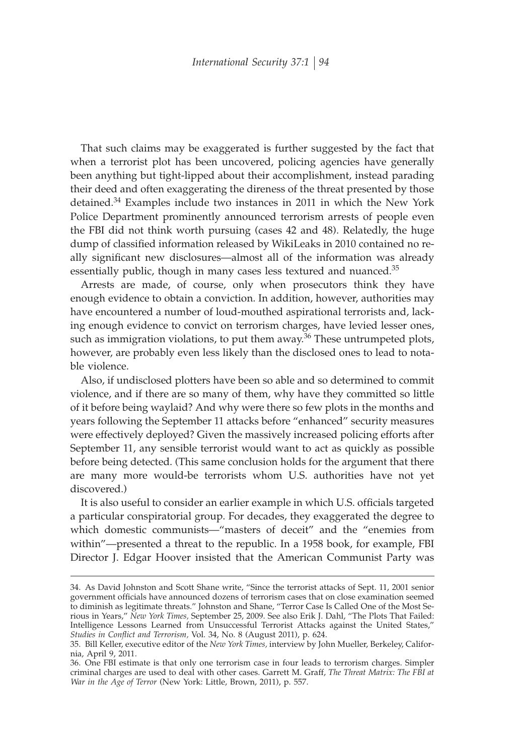That such claims may be exaggerated is further suggested by the fact that when a terrorist plot has been uncovered, policing agencies have generally been anything but tight-lipped about their accomplishment, instead parading their deed and often exaggerating the direness of the threat presented by those detained.[34] Examples include two instances in 2011 in which the New York Police Department prominently announced terrorism arrests of people even the FBI did not think worth pursuing (cases 42 and 48). Relatedly, the huge dump of classified information released by WikiLeaks in 2010 contained no really significant new disclosures—almost all of the information was already essentially public, though in many cases less textured and nuanced.[35]

Arrests are made, of course, only when prosecutors think they have enough evidence to obtain a conviction. In addition, however, authorities may have encountered a number of loud-mouthed aspirational terrorists and, lacking enough evidence to convict on terrorism charges, have levied lesser ones, such as immigration violations, to put them away.[36] These untrumpeted plots, however, are probably even less likely than the disclosed ones to lead to notable violence.

Also, if undisclosed plotters have been so able and so determined to commit violence, and if there are so many of them, why have they committed so little of it before being waylaid? And why were there so few plots in the months and years following the September 11 attacks before "enhanced" security measures were effectively deployed? Given the massively increased policing efforts after September 11, any sensible terrorist would want to act as quickly as possible before being detected. (This same conclusion holds for the argument that there are many more would-be terrorists whom U.S. authorities have not yet discovered.)

It is also useful to consider an earlier example in which U.S. officials targeted a particular conspiratorial group. For decades, they exaggerated the degree to which domestic communists—"masters of deceit" and the "enemies from within"—presented a threat to the republic. In a 1958 book, for example, FBI Director J. Edgar Hoover insisted that the American Communist Party was

---

34. As David Johnston and Scott Shane write, "Since the terrorist attacks of Sept. 11, 2001 senior government officials have announced dozens of terrorism cases that on close examination seemed to diminish as legitimate threats." Johnston and Shane, "Terror Case Is Called One of the Most Serious in Years," *New York Times,* September 25, 2009. See also Erik J. Dahl, "The Plots That Failed: Intelligence Lessons Learned from Unsuccessful Terrorist Attacks against the United States," *Studies in Conflict and Terrorism,* Vol. 34, No. 8 (August 2011), p. 624.

35. Bill Keller, executive editor of the *New York Times,* interview by John Mueller, Berkeley, California, April 9, 2011.

36. One FBI estimate is that only one terrorism case in four leads to terrorism charges. Simpler criminal charges are used to deal with other cases. Garrett M. Graff, *The Threat Matrix: The FBI at War in the Age of Terror* (New York: Little, Brown, 2011), p. 557.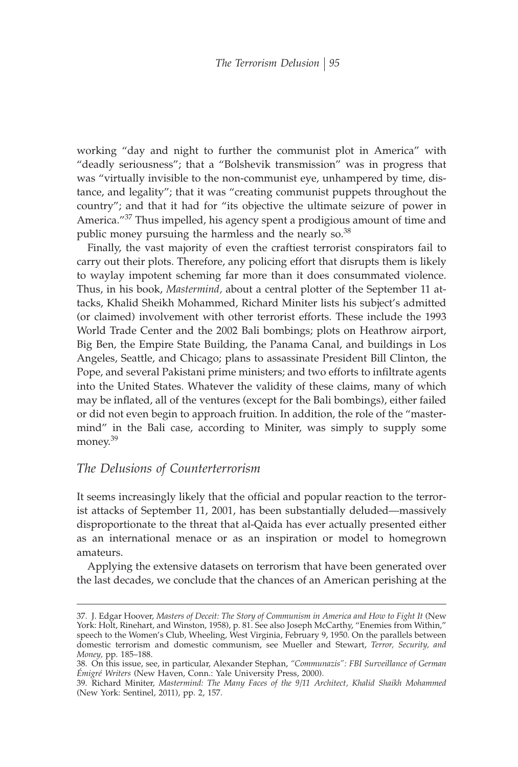working "day and night to further the communist plot in America" with "deadly seriousness"; that a "Bolshevik transmission" was in progress that was "virtually invisible to the non-communist eye, unhampered by time, distance, and legality"; that it was "creating communist puppets throughout the country"; and that it had for "its objective the ultimate seizure of power in America."[37] Thus impelled, his agency spent a prodigious amount of time and public money pursuing the harmless and the nearly so.[38]

Finally, the vast majority of even the craftiest terrorist conspirators fail to carry out their plots. Therefore, any policing effort that disrupts them is likely to waylay impotent scheming far more than it does consummated violence. Thus, in his book, *Mastermind,* about a central plotter of the September 11 attacks, Khalid Sheikh Mohammed, Richard Miniter lists his subject's admitted (or claimed) involvement with other terrorist efforts. These include the 1993 World Trade Center and the 2002 Bali bombings; plots on Heathrow airport, Big Ben, the Empire State Building, the Panama Canal, and buildings in Los Angeles, Seattle, and Chicago; plans to assassinate President Bill Clinton, the Pope, and several Pakistani prime ministers; and two efforts to infiltrate agents into the United States. Whatever the validity of these claims, many of which may be inflated, all of the ventures (except for the Bali bombings), either failed or did not even begin to approach fruition. In addition, the role of the "mastermind" in the Bali case, according to Miniter, was simply to supply some money.[39]

## *The Delusions of Counterterrorism*

It seems increasingly likely that the official and popular reaction to the terrorist attacks of September 11, 2001, has been substantially deluded—massively disproportionate to the threat that al-Qaida has ever actually presented either as an international menace or as an inspiration or model to homegrown amateurs.

Applying the extensive datasets on terrorism that have been generated over the last decades, we conclude that the chances of an American perishing at the

---

37. J. Edgar Hoover, *Masters of Deceit: The Story of Communism in America and How to Fight It* (New York: Holt, Rinehart, and Winston, 1958), p. 81. See also Joseph McCarthy, "Enemies from Within," speech to the Women's Club, Wheeling, West Virginia, February 9, 1950. On the parallels between domestic terrorism and domestic communism, see Mueller and Stewart, *Terror, Security, and Money,* pp. 185–188.

38. On this issue, see, in particular, Alexander Stephan, *"Communazis": FBI Surveillance of German Émigré Writers* (New Haven, Conn.: Yale University Press, 2000).

39. Richard Miniter, *Mastermind: The Many Faces of the 9/11 Architect, Khalid Shaikh Mohammed* (New York: Sentinel, 2011), pp. 2, 157.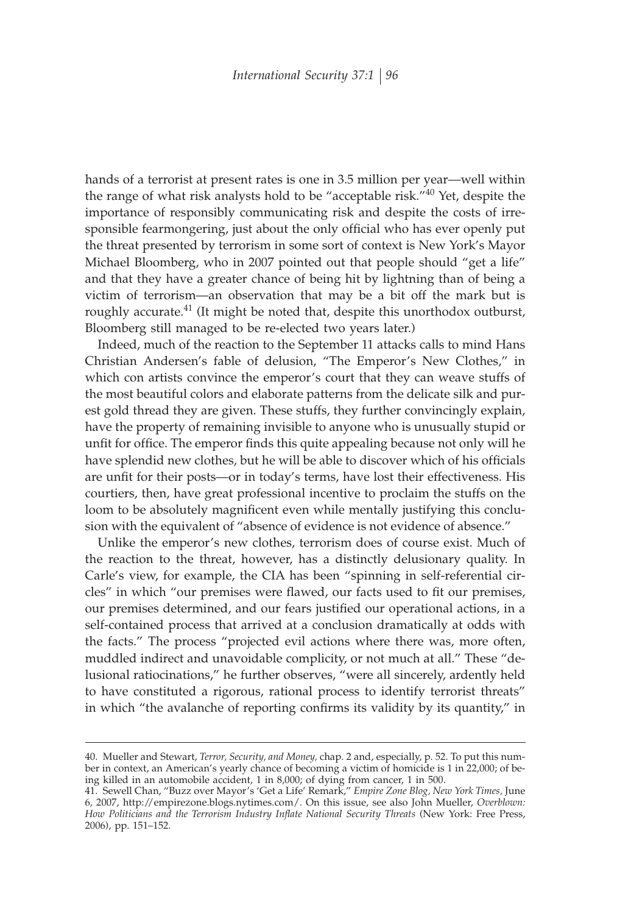hands of a terrorist at present rates is one in 3.5 million per year—well within the range of what risk analysts hold to be "acceptable risk."[40] Yet, despite the importance of responsibly communicating risk and despite the costs of irresponsible fearmongering, just about the only official who has ever openly put the threat presented by terrorism in some sort of context is New York's Mayor Michael Bloomberg, who in 2007 pointed out that people should "get a life" and that they have a greater chance of being hit by lightning than of being a victim of terrorism—an observation that may be a bit off the mark but is roughly accurate.[41] (It might be noted that, despite this unorthodox outburst, Bloomberg still managed to be re-elected two years later.)

Indeed, much of the reaction to the September 11 attacks calls to mind Hans Christian Andersen's fable of delusion, "The Emperor's New Clothes," in which con artists convince the emperor's court that they can weave stuffs of the most beautiful colors and elaborate patterns from the delicate silk and purest gold thread they are given. These stuffs, they further convincingly explain, have the property of remaining invisible to anyone who is unusually stupid or unfit for office. The emperor finds this quite appealing because not only will he have splendid new clothes, but he will be able to discover which of his officials are unfit for their posts—or in today's terms, have lost their effectiveness. His courtiers, then, have great professional incentive to proclaim the stuffs on the loom to be absolutely magnificent even while mentally justifying this conclusion with the equivalent of "absence of evidence is not evidence of absence."

Unlike the emperor's new clothes, terrorism does of course exist. Much of the reaction to the threat, however, has a distinctly delusionary quality. In Carle's view, for example, the CIA has been "spinning in self-referential circles" in which "our premises were flawed, our facts used to fit our premises, our premises determined, and our fears justified our operational actions, in a self-contained process that arrived at a conclusion dramatically at odds with the facts." The process "projected evil actions where there was, more often, muddled indirect and unavoidable complicity, or not much at all." These "delusional ratiocinations," he further observes, "were all sincerely, ardently held to have constituted a rigorous, rational process to identify terrorist threats" in which "the avalanche of reporting confirms its validity by its quantity," in

---

40. Mueller and Stewart, *Terror, Security, and Money*, chap. 2 and, especially, p. 52. To put this number in context, an American's yearly chance of becoming a victim of homicide is 1 in 22,000; of being killed in an automobile accident, 1 in 8,000; of dying from cancer, 1 in 500.

41. Sewell Chan, "Buzz over Mayor's 'Get a Life' Remark," *Empire Zone Blog, New York Times*, June 6, 2007, http://empirezone.blogs.nytimes.com/. On this issue, see also John Mueller, *Overblown: How Politicians and the Terrorism Industry Inflate National Security Threats* (New York: Free Press, 2006), pp. 151–152.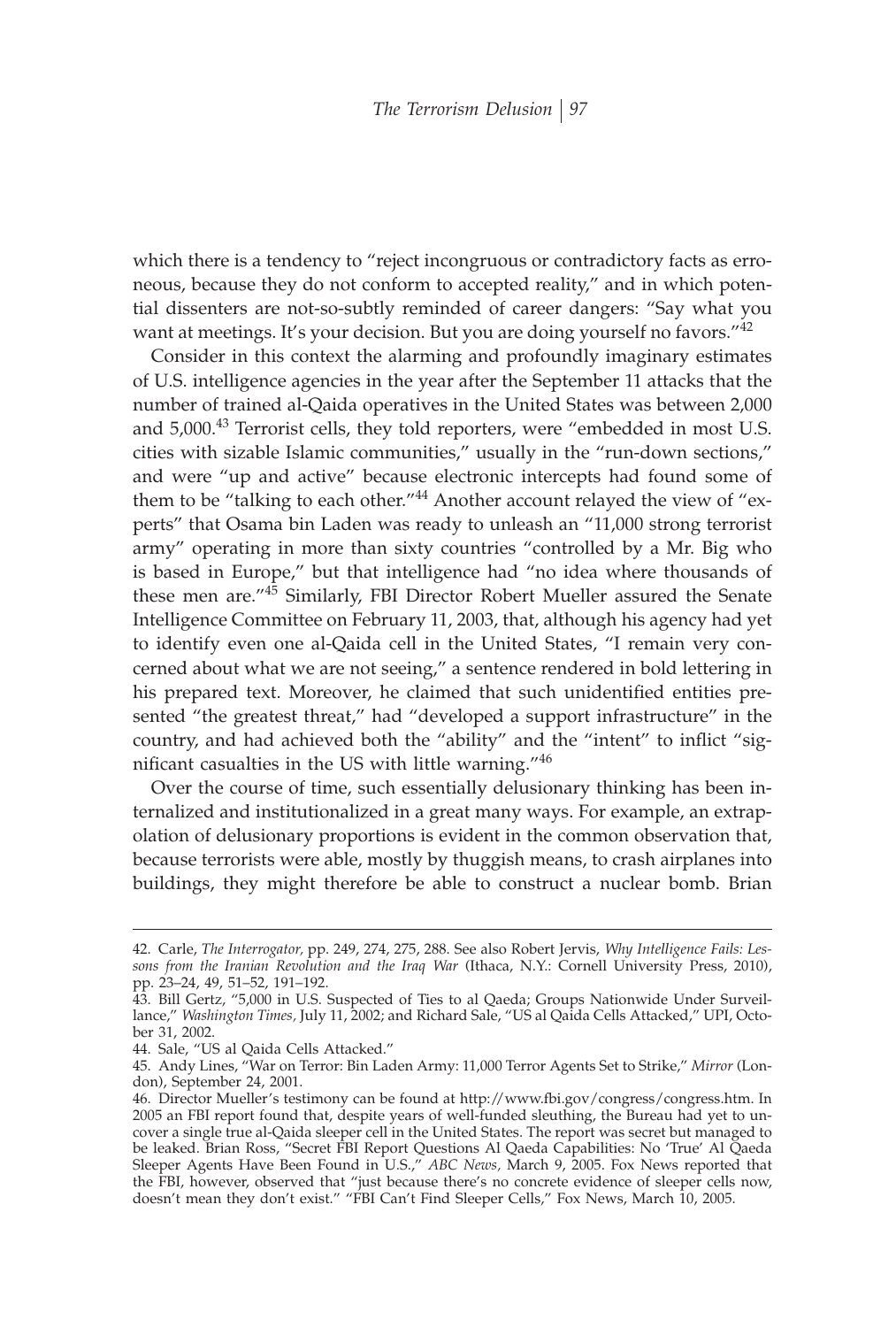which there is a tendency to "reject incongruous or contradictory facts as erroneous, because they do not conform to accepted reality," and in which potential dissenters are not-so-subtly reminded of career dangers: "Say what you want at meetings. It's your decision. But you are doing yourself no favors."[42]

Consider in this context the alarming and profoundly imaginary estimates of U.S. intelligence agencies in the year after the September 11 attacks that the number of trained al-Qaida operatives in the United States was between 2,000 and 5,000.[43] Terrorist cells, they told reporters, were "embedded in most U.S. cities with sizable Islamic communities," usually in the "run-down sections," and were "up and active" because electronic intercepts had found some of them to be "talking to each other."[44] Another account relayed the view of "experts" that Osama bin Laden was ready to unleash an "11,000 strong terrorist army" operating in more than sixty countries "controlled by a Mr. Big who is based in Europe," but that intelligence had "no idea where thousands of these men are."[45] Similarly, FBI Director Robert Mueller assured the Senate Intelligence Committee on February 11, 2003, that, although his agency had yet to identify even one al-Qaida cell in the United States, "I remain very concerned about what we are not seeing," a sentence rendered in bold lettering in his prepared text. Moreover, he claimed that such unidentified entities presented "the greatest threat," had "developed a support infrastructure" in the country, and had achieved both the "ability" and the "intent" to inflict "significant casualties in the US with little warning."[46]

Over the course of time, such essentially delusionary thinking has been internalized and institutionalized in a great many ways. For example, an extrapolation of delusionary proportions is evident in the common observation that, because terrorists were able, mostly by thuggish means, to crash airplanes into buildings, they might therefore be able to construct a nuclear bomb. Brian

---

42. Carle, *The Interrogator,* pp. 249, 274, 275, 288. See also Robert Jervis, *Why Intelligence Fails: Lessons from the Iranian Revolution and the Iraq War* (Ithaca, N.Y.: Cornell University Press, 2010), pp. 23–24, 49, 51–52, 191–192.

43. Bill Gertz, "5,000 in U.S. Suspected of Ties to al Qaeda; Groups Nationwide Under Surveillance," *Washington Times,* July 11, 2002; and Richard Sale, "US al Qaida Cells Attacked," UPI, October 31, 2002.

44. Sale, "US al Qaida Cells Attacked."

45. Andy Lines, "War on Terror: Bin Laden Army: 11,000 Terror Agents Set to Strike," *Mirror* (London), September 24, 2001.

46. Director Mueller's testimony can be found at http://www.fbi.gov/congress/congress.htm. In 2005 an FBI report found that, despite years of well-funded sleuthing, the Bureau had yet to uncover a single true al-Qaida sleeper cell in the United States. The report was secret but managed to be leaked. Brian Ross, "Secret FBI Report Questions Al Qaeda Capabilities: No 'True' Al Qaeda Sleeper Agents Have Been Found in U.S.," *ABC News,* March 9, 2005. Fox News reported that the FBI, however, observed that "just because there's no concrete evidence of sleeper cells now, doesn't mean they don't exist." "FBI Can't Find Sleeper Cells," Fox News, March 10, 2005.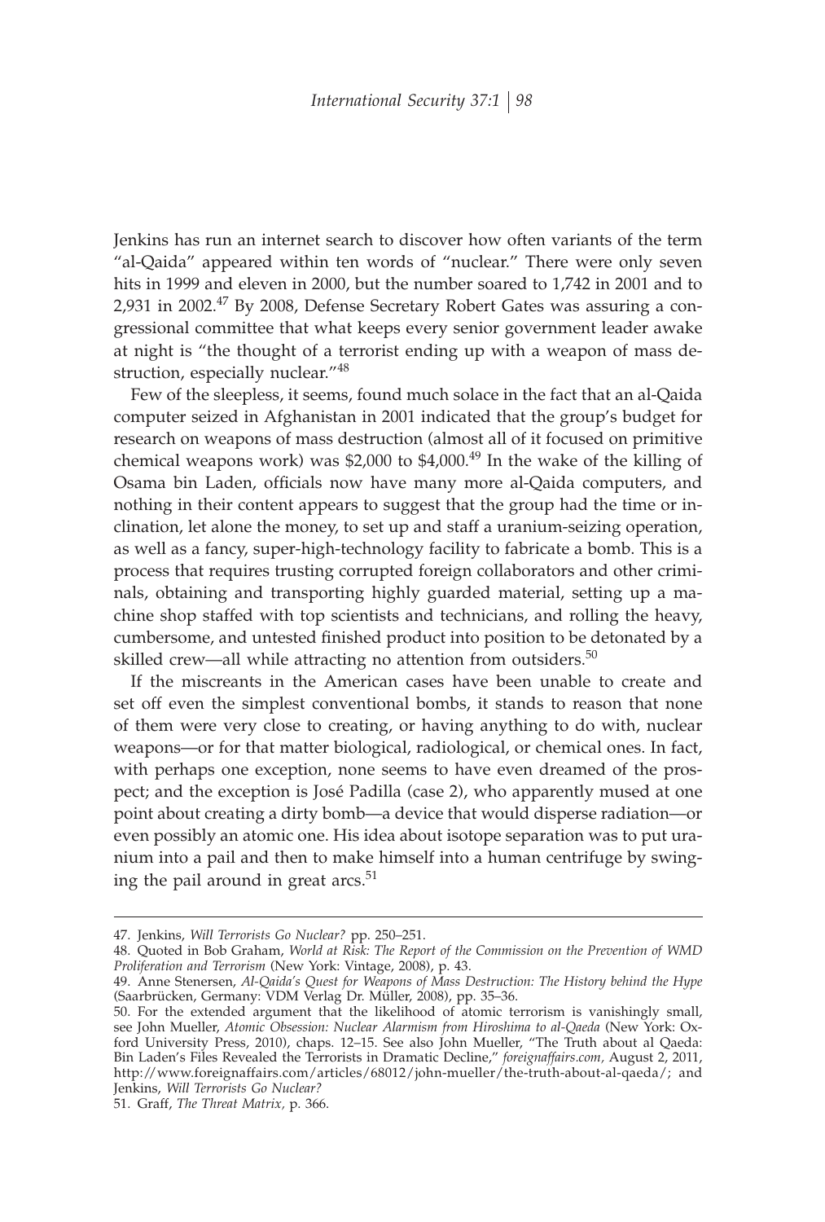Jenkins has run an internet search to discover how often variants of the term "al-Qaida" appeared within ten words of "nuclear." There were only seven hits in 1999 and eleven in 2000, but the number soared to 1,742 in 2001 and to 2,931 in 2002.[47] By 2008, Defense Secretary Robert Gates was assuring a congressional committee that what keeps every senior government leader awake at night is "the thought of a terrorist ending up with a weapon of mass destruction, especially nuclear."[48]

Few of the sleepless, it seems, found much solace in the fact that an al-Qaida computer seized in Afghanistan in 2001 indicated that the group's budget for research on weapons of mass destruction (almost all of it focused on primitive chemical weapons work) was $2,000 to $4,000.[49] In the wake of the killing of Osama bin Laden, officials now have many more al-Qaida computers, and nothing in their content appears to suggest that the group had the time or inclination, let alone the money, to set up and staff a uranium-seizing operation, as well as a fancy, super-high-technology facility to fabricate a bomb. This is a process that requires trusting corrupted foreign collaborators and other criminals, obtaining and transporting highly guarded material, setting up a machine shop staffed with top scientists and technicians, and rolling the heavy, cumbersome, and untested finished product into position to be detonated by a skilled crew—all while attracting no attention from outsiders.[50]

If the miscreants in the American cases have been unable to create and set off even the simplest conventional bombs, it stands to reason that none of them were very close to creating, or having anything to do with, nuclear weapons—or for that matter biological, radiological, or chemical ones. In fact, with perhaps one exception, none seems to have even dreamed of the prospect; and the exception is José Padilla (case 2), who apparently mused at one point about creating a dirty bomb—a device that would disperse radiation—or even possibly an atomic one. His idea about isotope separation was to put uranium into a pail and then to make himself into a human centrifuge by swinging the pail around in great arcs.[51]

---

47. Jenkins, *Will Terrorists Go Nuclear?* pp. 250–251.

48. Quoted in Bob Graham, *World at Risk: The Report of the Commission on the Prevention of WMD Proliferation and Terrorism* (New York: Vintage, 2008), p. 43.

49. Anne Stenersen, *Al-Qaida's Quest for Weapons of Mass Destruction: The History behind the Hype* (Saarbrücken, Germany: VDM Verlag Dr. Müller, 2008), pp. 35–36.

50. For the extended argument that the likelihood of atomic terrorism is vanishingly small, see John Mueller, *Atomic Obsession: Nuclear Alarmism from Hiroshima to al-Qaeda* (New York: Oxford University Press, 2010), chaps. 12–15. See also John Mueller, "The Truth about al Qaeda: Bin Laden's Files Revealed the Terrorists in Dramatic Decline," *foreignaffairs.com,* August 2, 2011, http://www.foreignaffairs.com/articles/68012/john-mueller/the-truth-about-al-qaeda/; and Jenkins, *Will Terrorists Go Nuclear?*

51. Graff, *The Threat Matrix,* p. 366.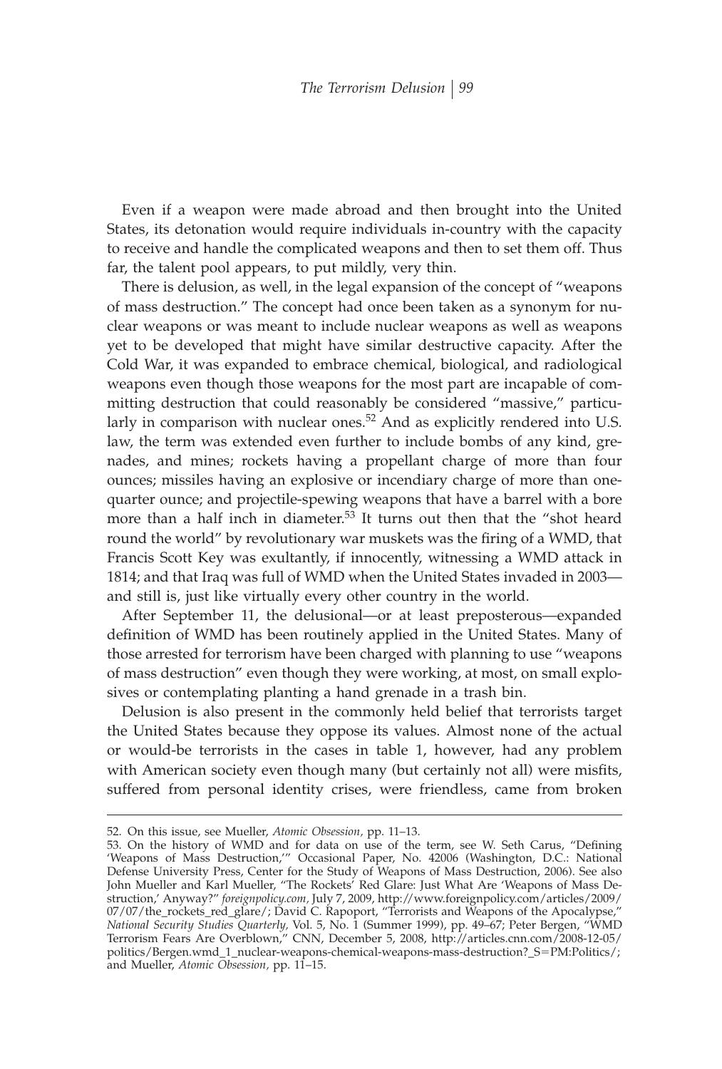Even if a weapon were made abroad and then brought into the United States, its detonation would require individuals in-country with the capacity to receive and handle the complicated weapons and then to set them off. Thus far, the talent pool appears, to put mildly, very thin.

There is delusion, as well, in the legal expansion of the concept of "weapons of mass destruction." The concept had once been taken as a synonym for nuclear weapons or was meant to include nuclear weapons as well as weapons yet to be developed that might have similar destructive capacity. After the Cold War, it was expanded to embrace chemical, biological, and radiological weapons even though those weapons for the most part are incapable of committing destruction that could reasonably be considered "massive," particularly in comparison with nuclear ones.[52] And as explicitly rendered into U.S. law, the term was extended even further to include bombs of any kind, grenades, and mines; rockets having a propellant charge of more than four ounces; missiles having an explosive or incendiary charge of more than one-quarter ounce; and projectile-spewing weapons that have a barrel with a bore more than a half inch in diameter.[53] It turns out then that the "shot heard round the world" by revolutionary war muskets was the firing of a WMD, that Francis Scott Key was exultantly, if innocently, witnessing a WMD attack in 1814; and that Iraq was full of WMD when the United States invaded in 2003—and still is, just like virtually every other country in the world.

After September 11, the delusional—or at least preposterous—expanded definition of WMD has been routinely applied in the United States. Many of those arrested for terrorism have been charged with planning to use "weapons of mass destruction" even though they were working, at most, on small explosives or contemplating planting a hand grenade in a trash bin.

Delusion is also present in the commonly held belief that terrorists target the United States because they oppose its values. Almost none of the actual or would-be terrorists in the cases in table 1, however, had any problem with American society even though many (but certainly not all) were misfits, suffered from personal identity crises, were friendless, came from broken

---

52. On this issue, see Mueller, *Atomic Obsession,* pp. 11–13.

53. On the history of WMD and for data on use of the term, see W. Seth Carus, "Defining 'Weapons of Mass Destruction,'" Occasional Paper, No. 42006 (Washington, D.C.: National Defense University Press, Center for the Study of Weapons of Mass Destruction, 2006). See also John Mueller and Karl Mueller, "The Rockets' Red Glare: Just What Are 'Weapons of Mass Destruction,' Anyway?" *foreignpolicy.com,* July 7, 2009, http://www.foreignpolicy.com/articles/2009/07/07/the_rockets_red_glare/; David C. Rapoport, "Terrorists and Weapons of the Apocalypse," *National Security Studies Quarterly,* Vol. 5, No. 1 (Summer 1999), pp. 49–67; Peter Bergen, "WMD Terrorism Fears Are Overblown," CNN, December 5, 2008, http://articles.cnn.com/2008-12-05/politics/Bergen.wmd_1_nuclear-weapons-chemical-weapons-mass-destruction?_S=PM:Politics/; and Mueller, *Atomic Obsession,* pp. 11–15.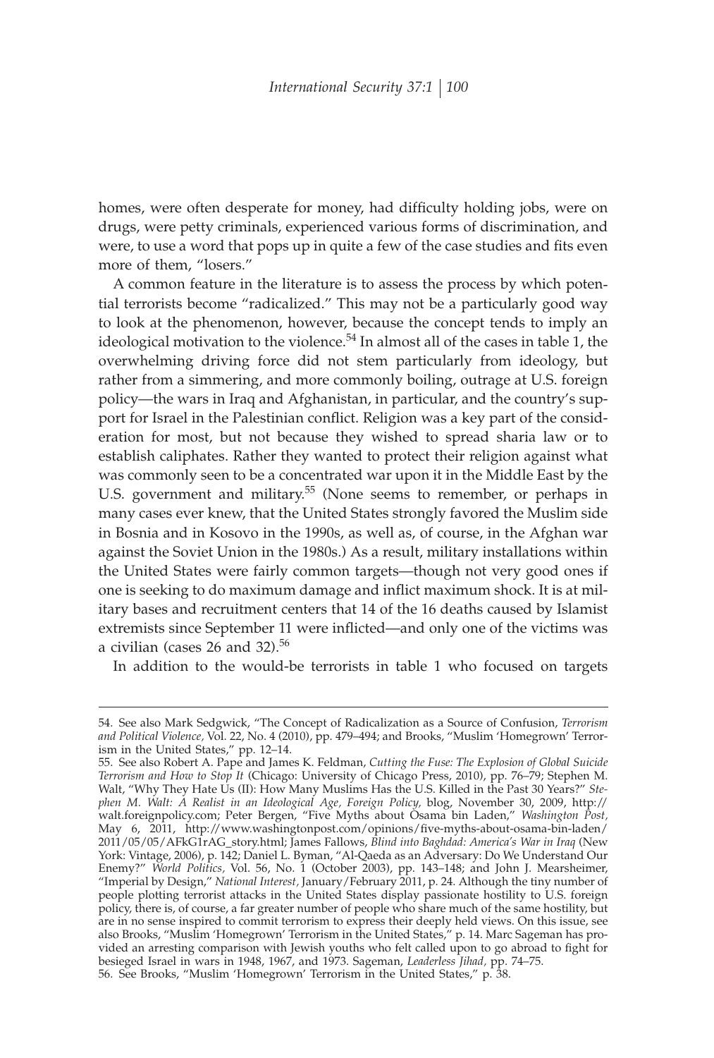homes, were often desperate for money, had difficulty holding jobs, were on drugs, were petty criminals, experienced various forms of discrimination, and were, to use a word that pops up in quite a few of the case studies and fits even more of them, "losers."

A common feature in the literature is to assess the process by which potential terrorists become "radicalized." This may not be a particularly good way to look at the phenomenon, however, because the concept tends to imply an ideological motivation to the violence.[54] In almost all of the cases in table 1, the overwhelming driving force did not stem particularly from ideology, but rather from a simmering, and more commonly boiling, outrage at U.S. foreign policy—the wars in Iraq and Afghanistan, in particular, and the country's support for Israel in the Palestinian conflict. Religion was a key part of the consideration for most, but not because they wished to spread sharia law or to establish caliphates. Rather they wanted to protect their religion against what was commonly seen to be a concentrated war upon it in the Middle East by the U.S. government and military.[55] (None seems to remember, or perhaps in many cases ever knew, that the United States strongly favored the Muslim side in Bosnia and in Kosovo in the 1990s, as well as, of course, in the Afghan war against the Soviet Union in the 1980s.) As a result, military installations within the United States were fairly common targets—though not very good ones if one is seeking to do maximum damage and inflict maximum shock. It is at military bases and recruitment centers that 14 of the 16 deaths caused by Islamist extremists since September 11 were inflicted—and only one of the victims was a civilian (cases 26 and 32).[56]

In addition to the would-be terrorists in table 1 who focused on targets

---

54. See also Mark Sedgwick, "The Concept of Radicalization as a Source of Confusion, *Terrorism and Political Violence,* Vol. 22, No. 4 (2010), pp. 479–494; and Brooks, "Muslim 'Homegrown' Terrorism in the United States," pp. 12–14.

55. See also Robert A. Pape and James K. Feldman, *Cutting the Fuse: The Explosion of Global Suicide Terrorism and How to Stop It* (Chicago: University of Chicago Press, 2010), pp. 76–79; Stephen M. Walt, "Why They Hate Us (II): How Many Muslims Has the U.S. Killed in the Past 30 Years?" *Stephen M. Walt: A Realist in an Ideological Age, Foreign Policy,* blog, November 30, 2009, http://walt.foreignpolicy.com; Peter Bergen, "Five Myths about Osama bin Laden," *Washington Post,* May 6, 2011, http://www.washingtonpost.com/opinions/five-myths-about-osama-bin-laden/2011/05/05/AFkG1rAG_story.html; James Fallows, *Blind into Baghdad: America's War in Iraq* (New York: Vintage, 2006), p. 142; Daniel L. Byman, "Al-Qaeda as an Adversary: Do We Understand Our Enemy?" *World Politics,* Vol. 56, No. 1 (October 2003), pp. 143–148; and John J. Mearsheimer, "Imperial by Design," *National Interest,* January/February 2011, p. 24. Although the tiny number of people plotting terrorist attacks in the United States display passionate hostility to U.S. foreign policy, there is, of course, a far greater number of people who share much of the same hostility, but are in no sense inspired to commit terrorism to express their deeply held views. On this issue, see also Brooks, "Muslim 'Homegrown' Terrorism in the United States," p. 14. Marc Sageman has provided an arresting comparison with Jewish youths who felt called upon to go abroad to fight for besieged Israel in wars in 1948, 1967, and 1973. Sageman, *Leaderless Jihad,* pp. 74–75.

56. See Brooks, "Muslim 'Homegrown' Terrorism in the United States," p. 38.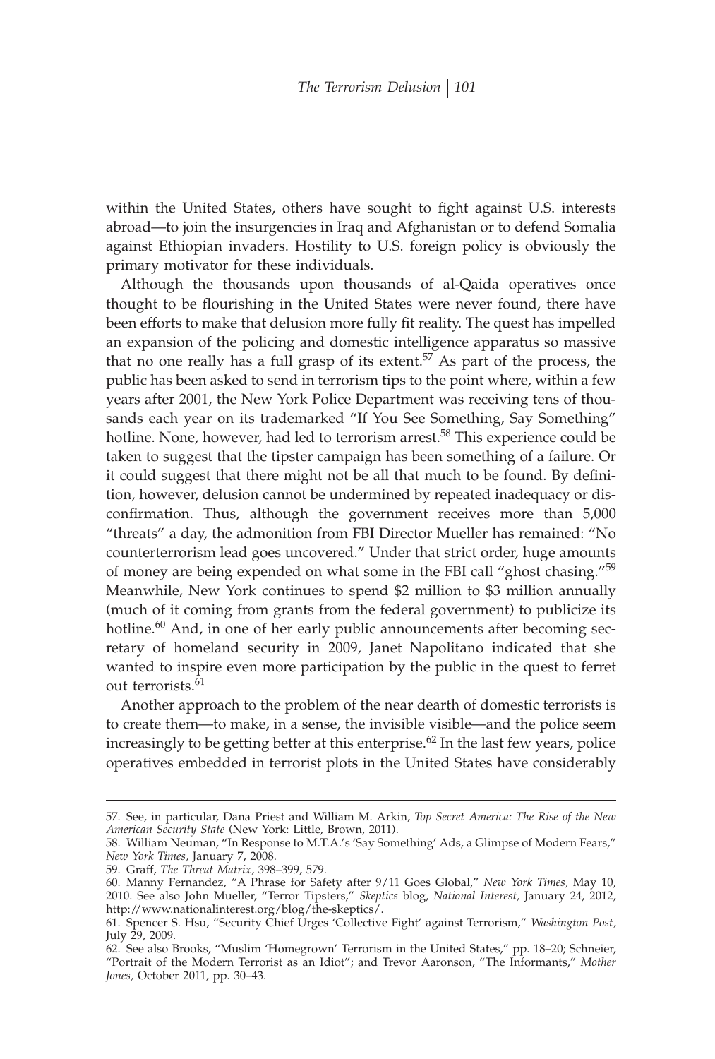within the United States, others have sought to fight against U.S. interests abroad—to join the insurgencies in Iraq and Afghanistan or to defend Somalia against Ethiopian invaders. Hostility to U.S. foreign policy is obviously the primary motivator for these individuals.

Although the thousands upon thousands of al-Qaida operatives once thought to be flourishing in the United States were never found, there have been efforts to make that delusion more fully fit reality. The quest has impelled an expansion of the policing and domestic intelligence apparatus so massive that no one really has a full grasp of its extent.[57] As part of the process, the public has been asked to send in terrorism tips to the point where, within a few years after 2001, the New York Police Department was receiving tens of thousands each year on its trademarked "If You See Something, Say Something" hotline. None, however, had led to terrorism arrest.[58] This experience could be taken to suggest that the tipster campaign has been something of a failure. Or it could suggest that there might not be all that much to be found. By definition, however, delusion cannot be undermined by repeated inadequacy or disconfirmation. Thus, although the government receives more than 5,000 "threats" a day, the admonition from FBI Director Mueller has remained: "No counterterrorism lead goes uncovered." Under that strict order, huge amounts of money are being expended on what some in the FBI call "ghost chasing."[59] Meanwhile, New York continues to spend \$2 million to \$3 million annually (much of it coming from grants from the federal government) to publicize its hotline.[60] And, in one of her early public announcements after becoming secretary of homeland security in 2009, Janet Napolitano indicated that she wanted to inspire even more participation by the public in the quest to ferret out terrorists.[61]

Another approach to the problem of the near dearth of domestic terrorists is to create them—to make, in a sense, the invisible visible—and the police seem increasingly to be getting better at this enterprise.[62] In the last few years, police operatives embedded in terrorist plots in the United States have considerably

---

57. See, in particular, Dana Priest and William M. Arkin, *Top Secret America: The Rise of the New American Security State* (New York: Little, Brown, 2011).

58. William Neuman, "In Response to M.T.A.'s 'Say Something' Ads, a Glimpse of Modern Fears," *New York Times,* January 7, 2008.

59. Graff, *The Threat Matrix,* 398–399, 579.

60. Manny Fernandez, "A Phrase for Safety after 9/11 Goes Global," *New York Times,* May 10, 2010. See also John Mueller, "Terror Tipsters," *Skeptics* blog, *National Interest,* January 24, 2012, http://www.nationalinterest.org/blog/the-skeptics/.

61. Spencer S. Hsu, "Security Chief Urges 'Collective Fight' against Terrorism," *Washington Post,* July 29, 2009.

62. See also Brooks, "Muslim 'Homegrown' Terrorism in the United States," pp. 18–20; Schneier, "Portrait of the Modern Terrorist as an Idiot"; and Trevor Aaronson, "The Informants," *Mother Jones,* October 2011, pp. 30–43.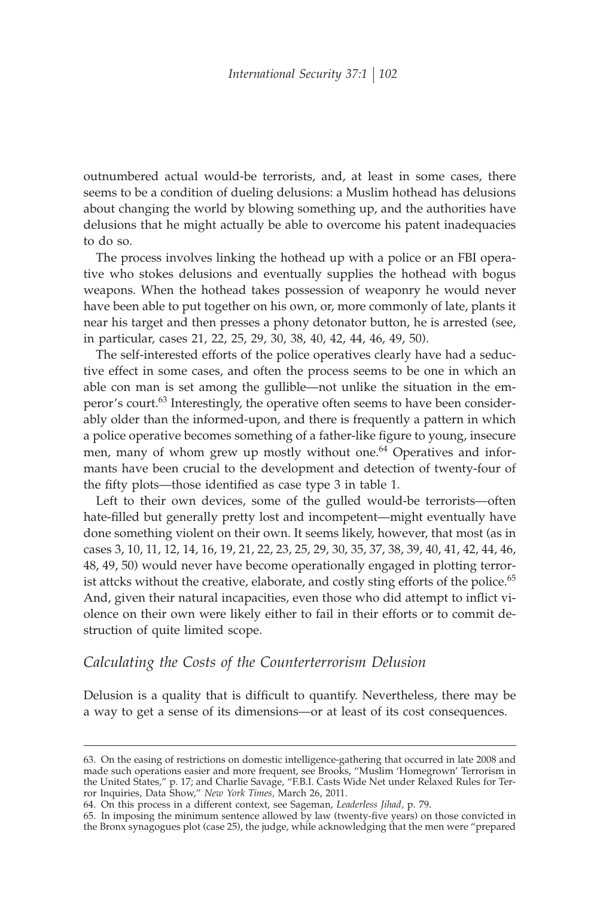outnumbered actual would-be terrorists, and, at least in some cases, there seems to be a condition of dueling delusions: a Muslim hothead has delusions about changing the world by blowing something up, and the authorities have delusions that he might actually be able to overcome his patent inadequacies to do so.

The process involves linking the hothead up with a police or an FBI operative who stokes delusions and eventually supplies the hothead with bogus weapons. When the hothead takes possession of weaponry he would never have been able to put together on his own, or, more commonly of late, plants it near his target and then presses a phony detonator button, he is arrested (see, in particular, cases 21, 22, 25, 29, 30, 38, 40, 42, 44, 46, 49, 50).

The self-interested efforts of the police operatives clearly have had a seductive effect in some cases, and often the process seems to be one in which an able con man is set among the gullible—not unlike the situation in the emperor's court.[63] Interestingly, the operative often seems to have been considerably older than the informed-upon, and there is frequently a pattern in which a police operative becomes something of a father-like figure to young, insecure men, many of whom grew up mostly without one.[64] Operatives and informants have been crucial to the development and detection of twenty-four of the fifty plots—those identified as case type 3 in table 1.

Left to their own devices, some of the gulled would-be terrorists—often hate-filled but generally pretty lost and incompetent—might eventually have done something violent on their own. It seems likely, however, that most (as in cases 3, 10, 11, 12, 14, 16, 19, 21, 22, 23, 25, 29, 30, 35, 37, 38, 39, 40, 41, 42, 44, 46, 48, 49, 50) would never have become operationally engaged in plotting terrorist attcks without the creative, elaborate, and costly sting efforts of the police.[65] And, given their natural incapacities, even those who did attempt to inflict violence on their own were likely either to fail in their efforts or to commit destruction of quite limited scope.

## *Calculating the Costs of the Counterterrorism Delusion*

Delusion is a quality that is difficult to quantify. Nevertheless, there may be a way to get a sense of its dimensions—or at least of its cost consequences.

---

63. On the easing of restrictions on domestic intelligence-gathering that occurred in late 2008 and made such operations easier and more frequent, see Brooks, "Muslim 'Homegrown' Terrorism in the United States," p. 17; and Charlie Savage, "F.B.I. Casts Wide Net under Relaxed Rules for Terror Inquiries, Data Show," *New York Times,* March 26, 2011.

64. On this process in a different context, see Sageman, *Leaderless Jihad,* p. 79.

65. In imposing the minimum sentence allowed by law (twenty-five years) on those convicted in the Bronx synagogues plot (case 25), the judge, while acknowledging that the men were "prepared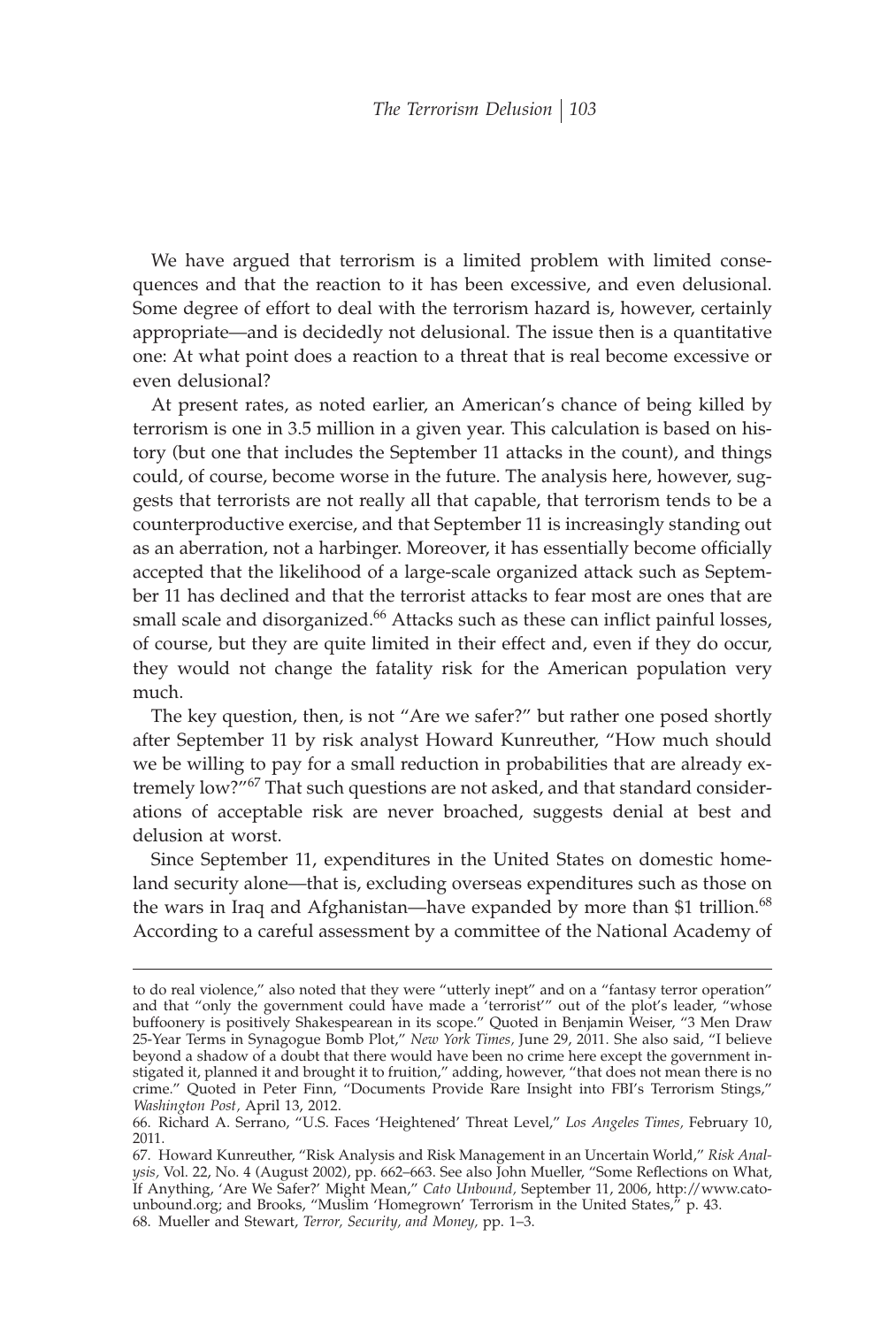We have argued that terrorism is a limited problem with limited consequences and that the reaction to it has been excessive, and even delusional. Some degree of effort to deal with the terrorism hazard is, however, certainly appropriate—and is decidedly not delusional. The issue then is a quantitative one: At what point does a reaction to a threat that is real become excessive or even delusional?

At present rates, as noted earlier, an American's chance of being killed by terrorism is one in 3.5 million in a given year. This calculation is based on history (but one that includes the September 11 attacks in the count), and things could, of course, become worse in the future. The analysis here, however, suggests that terrorists are not really all that capable, that terrorism tends to be a counterproductive exercise, and that September 11 is increasingly standing out as an aberration, not a harbinger. Moreover, it has essentially become officially accepted that the likelihood of a large-scale organized attack such as September 11 has declined and that the terrorist attacks to fear most are ones that are small scale and disorganized.[66] Attacks such as these can inflict painful losses, of course, but they are quite limited in their effect and, even if they do occur, they would not change the fatality risk for the American population very much.

The key question, then, is not "Are we safer?" but rather one posed shortly after September 11 by risk analyst Howard Kunreuther, "How much should we be willing to pay for a small reduction in probabilities that are already extremely low?"[67] That such questions are not asked, and that standard considerations of acceptable risk are never broached, suggests denial at best and delusion at worst.

Since September 11, expenditures in the United States on domestic homeland security alone—that is, excluding overseas expenditures such as those on the wars in Iraq and Afghanistan—have expanded by more than $1 trillion.[68] According to a careful assessment by a committee of the National Academy of

---

to do real violence," also noted that they were "utterly inept" and on a "fantasy terror operation" and that "only the government could have made a 'terrorist'" out of the plot's leader, "whose buffoonery is positively Shakespearean in its scope." Quoted in Benjamin Weiser, "3 Men Draw 25-Year Terms in Synagogue Bomb Plot," *New York Times*, June 29, 2011. She also said, "I believe beyond a shadow of a doubt that there would have been no crime here except the government instigated it, planned it and brought it to fruition," adding, however, "that does not mean there is no crime." Quoted in Peter Finn, "Documents Provide Rare Insight into FBI's Terrorism Stings," *Washington Post*, April 13, 2012.

66. Richard A. Serrano, "U.S. Faces 'Heightened' Threat Level," *Los Angeles Times*, February 10, 2011.

67. Howard Kunreuther, "Risk Analysis and Risk Management in an Uncertain World," *Risk Analysis*, Vol. 22, No. 4 (August 2002), pp. 662–663. See also John Mueller, "Some Reflections on What, If Anything, 'Are We Safer?' Might Mean," *Cato Unbound*, September 11, 2006, http://www.cato-unbound.org; and Brooks, "Muslim 'Homegrown' Terrorism in the United States," p. 43.

68. Mueller and Stewart, *Terror, Security, and Money*, pp. 1–3.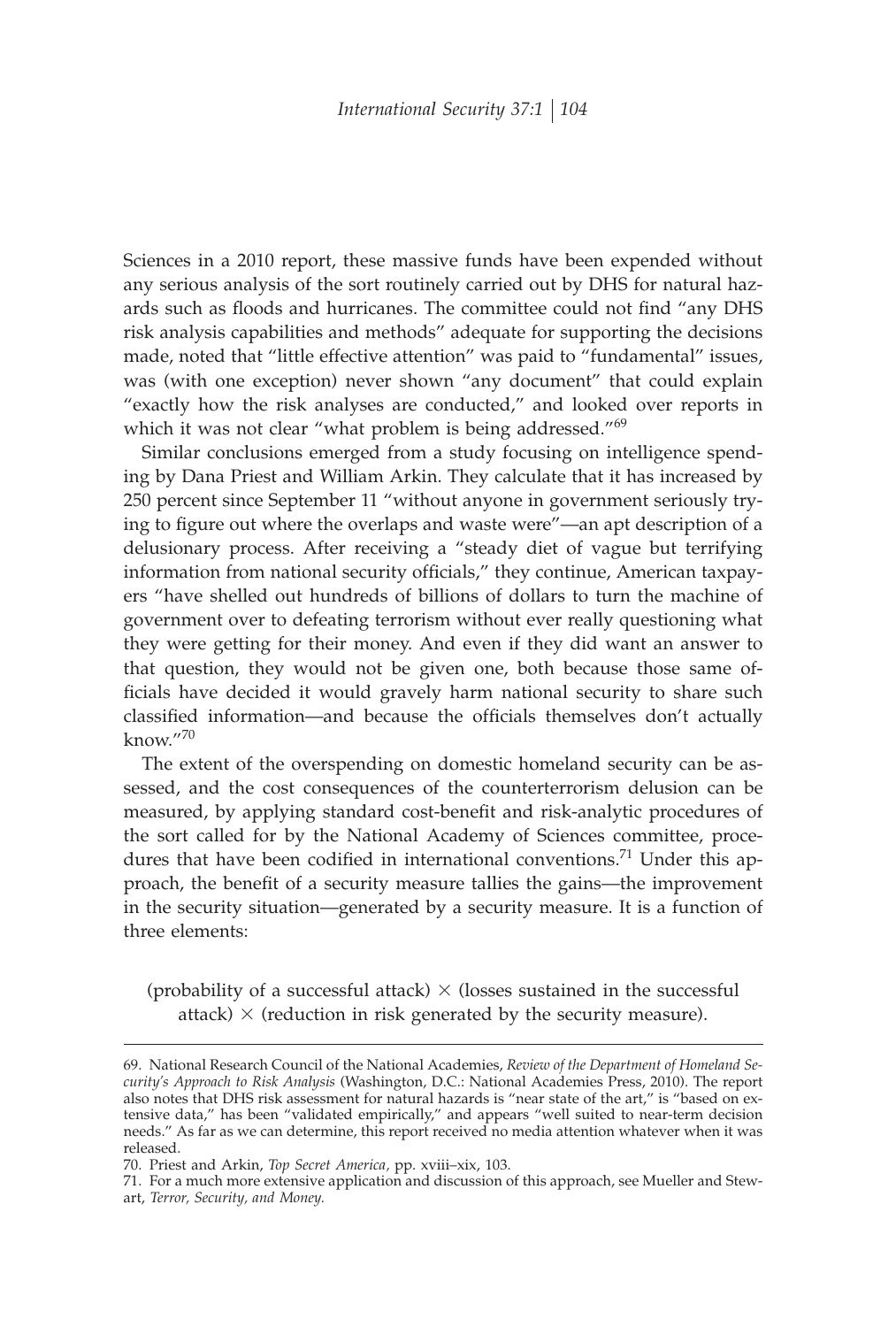Sciences in a 2010 report, these massive funds have been expended without any serious analysis of the sort routinely carried out by DHS for natural hazards such as floods and hurricanes. The committee could not find "any DHS risk analysis capabilities and methods" adequate for supporting the decisions made, noted that "little effective attention" was paid to "fundamental" issues, was (with one exception) never shown "any document" that could explain "exactly how the risk analyses are conducted," and looked over reports in which it was not clear "what problem is being addressed."[69]

Similar conclusions emerged from a study focusing on intelligence spending by Dana Priest and William Arkin. They calculate that it has increased by 250 percent since September 11 "without anyone in government seriously trying to figure out where the overlaps and waste were"—an apt description of a delusionary process. After receiving a "steady diet of vague but terrifying information from national security officials," they continue, American taxpayers "have shelled out hundreds of billions of dollars to turn the machine of government over to defeating terrorism without ever really questioning what they were getting for their money. And even if they did want an answer to that question, they would not be given one, both because those same officials have decided it would gravely harm national security to share such classified information—and because the officials themselves don't actually know."[70]

The extent of the overspending on domestic homeland security can be assessed, and the cost consequences of the counterterrorism delusion can be measured, by applying standard cost-benefit and risk-analytic procedures of the sort called for by the National Academy of Sciences committee, procedures that have been codified in international conventions.[71] Under this approach, the benefit of a security measure tallies the gains—the improvement in the security situation—generated by a security measure. It is a function of three elements:

(probability of a successful attack) $\times$ (losses sustained in the successful attack) $\times$ (reduction in risk generated by the security measure).

---

69. National Research Council of the National Academies, *Review of the Department of Homeland Security's Approach to Risk Analysis* (Washington, D.C.: National Academies Press, 2010). The report also notes that DHS risk assessment for natural hazards is "near state of the art," is "based on extensive data," has been "validated empirically," and appears "well suited to near-term decision needs." As far as we can determine, this report received no media attention whatever when it was released.

70. Priest and Arkin, *Top Secret America*, pp. xviii–xix, 103.

71. For a much more extensive application and discussion of this approach, see Mueller and Stewart, *Terror, Security, and Money.*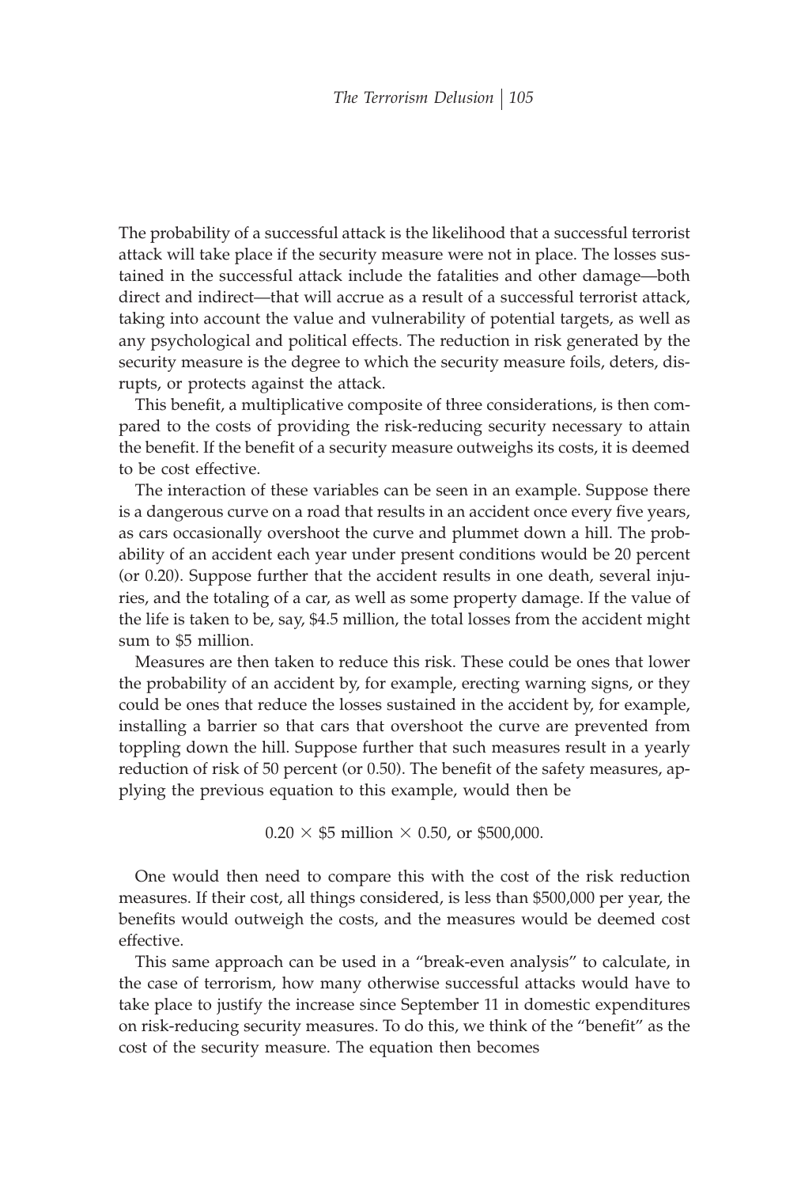The probability of a successful attack is the likelihood that a successful terrorist attack will take place if the security measure were not in place. The losses sustained in the successful attack include the fatalities and other damage—both direct and indirect—that will accrue as a result of a successful terrorist attack, taking into account the value and vulnerability of potential targets, as well as any psychological and political effects. The reduction in risk generated by the security measure is the degree to which the security measure foils, deters, disrupts, or protects against the attack.

This benefit, a multiplicative composite of three considerations, is then compared to the costs of providing the risk-reducing security necessary to attain the benefit. If the benefit of a security measure outweighs its costs, it is deemed to be cost effective.

The interaction of these variables can be seen in an example. Suppose there is a dangerous curve on a road that results in an accident once every five years, as cars occasionally overshoot the curve and plummet down a hill. The probability of an accident each year under present conditions would be 20 percent (or 0.20). Suppose further that the accident results in one death, several injuries, and the totaling of a car, as well as some property damage. If the value of the life is taken to be, say, \$4.5 million, the total losses from the accident might sum to \$5 million.

Measures are then taken to reduce this risk. These could be ones that lower the probability of an accident by, for example, erecting warning signs, or they could be ones that reduce the losses sustained in the accident by, for example, installing a barrier so that cars that overshoot the curve are prevented from toppling down the hill. Suppose further that such measures result in a yearly reduction of risk of 50 percent (or 0.50). The benefit of the safety measures, applying the previous equation to this example, would then be

$$0.20 \times \$5 \text{ million} \times 0.50, \text{ or } \$500{,}000.$$

One would then need to compare this with the cost of the risk reduction measures. If their cost, all things considered, is less than \$500,000 per year, the benefits would outweigh the costs, and the measures would be deemed cost effective.

This same approach can be used in a "break-even analysis" to calculate, in the case of terrorism, how many otherwise successful attacks would have to take place to justify the increase since September 11 in domestic expenditures on risk-reducing security measures. To do this, we think of the "benefit" as the cost of the security measure. The equation then becomes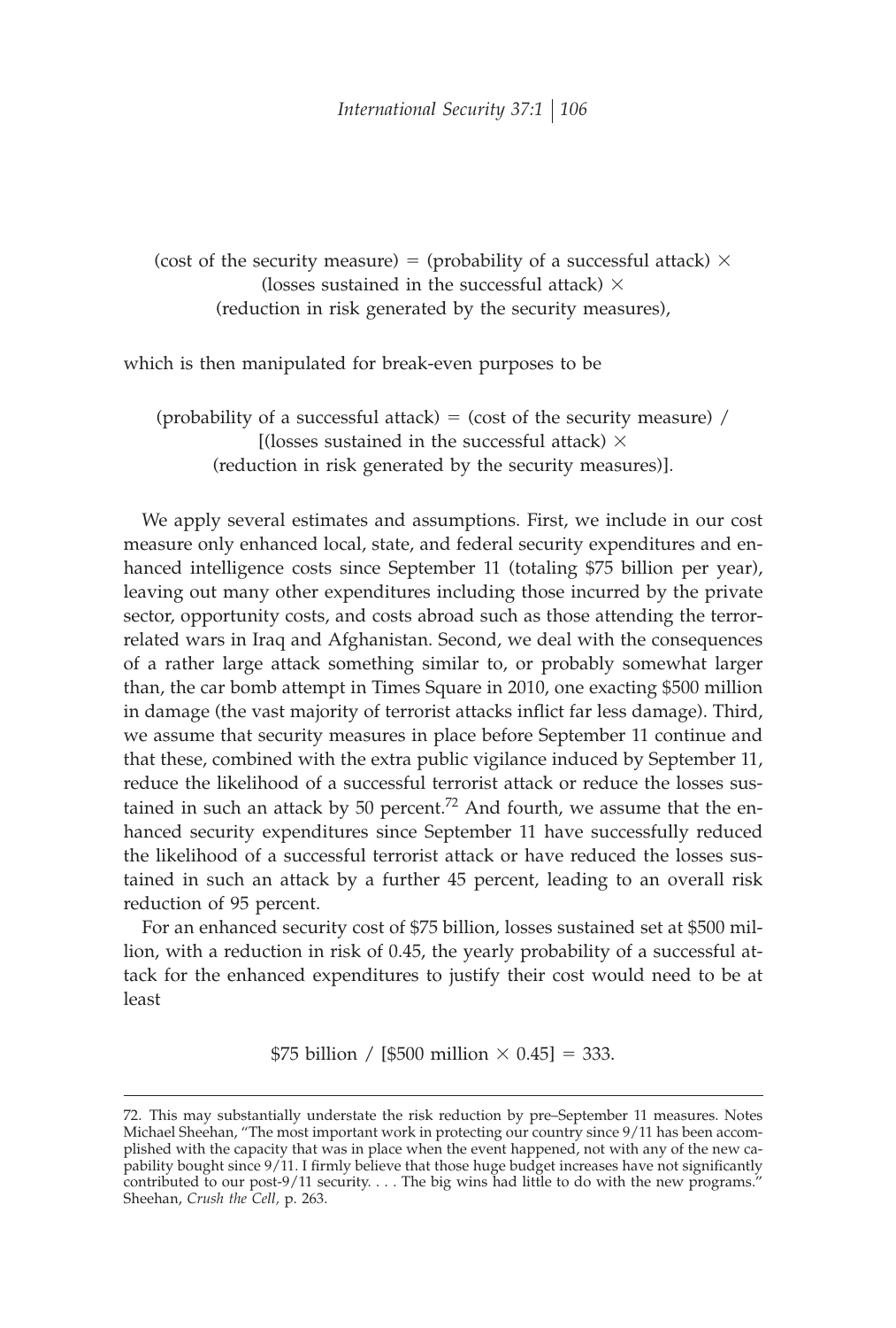(cost of the security measure) = (probability of a successful attack) × (losses sustained in the successful attack) × (reduction in risk generated by the security measures),

which is then manipulated for break-even purposes to be

(probability of a successful attack) = (cost of the security measure) / [(losses sustained in the successful attack) × (reduction in risk generated by the security measures)].

We apply several estimates and assumptions. First, we include in our cost measure only enhanced local, state, and federal security expenditures and enhanced intelligence costs since September 11 (totaling $75 billion per year), leaving out many other expenditures including those incurred by the private sector, opportunity costs, and costs abroad such as those attending the terror-related wars in Iraq and Afghanistan. Second, we deal with the consequences of a rather large attack something similar to, or probably somewhat larger than, the car bomb attempt in Times Square in 2010, one exacting $500 million in damage (the vast majority of terrorist attacks inflict far less damage). Third, we assume that security measures in place before September 11 continue and that these, combined with the extra public vigilance induced by September 11, reduce the likelihood of a successful terrorist attack or reduce the losses sustained in such an attack by 50 percent.[72] And fourth, we assume that the enhanced security expenditures since September 11 have successfully reduced the likelihood of a successful terrorist attack or have reduced the losses sustained in such an attack by a further 45 percent, leading to an overall risk reduction of 95 percent.

For an enhanced security cost of $75 billion, losses sustained set at $500 million, with a reduction in risk of 0.45, the yearly probability of a successful attack for the enhanced expenditures to justify their cost would need to be at least

$$\$75 \text{ billion} / [\$500 \text{ million} \times 0.45] = 333.$$

72. This may substantially understate the risk reduction by pre–September 11 measures. Notes Michael Sheehan, "The most important work in protecting our country since 9/11 has been accomplished with the capacity that was in place when the event happened, not with any of the new capability bought since 9/11. I firmly believe that those huge budget increases have not significantly contributed to our post-9/11 security. . . . The big wins had little to do with the new programs." Sheehan, *Crush the Cell,* p. 263.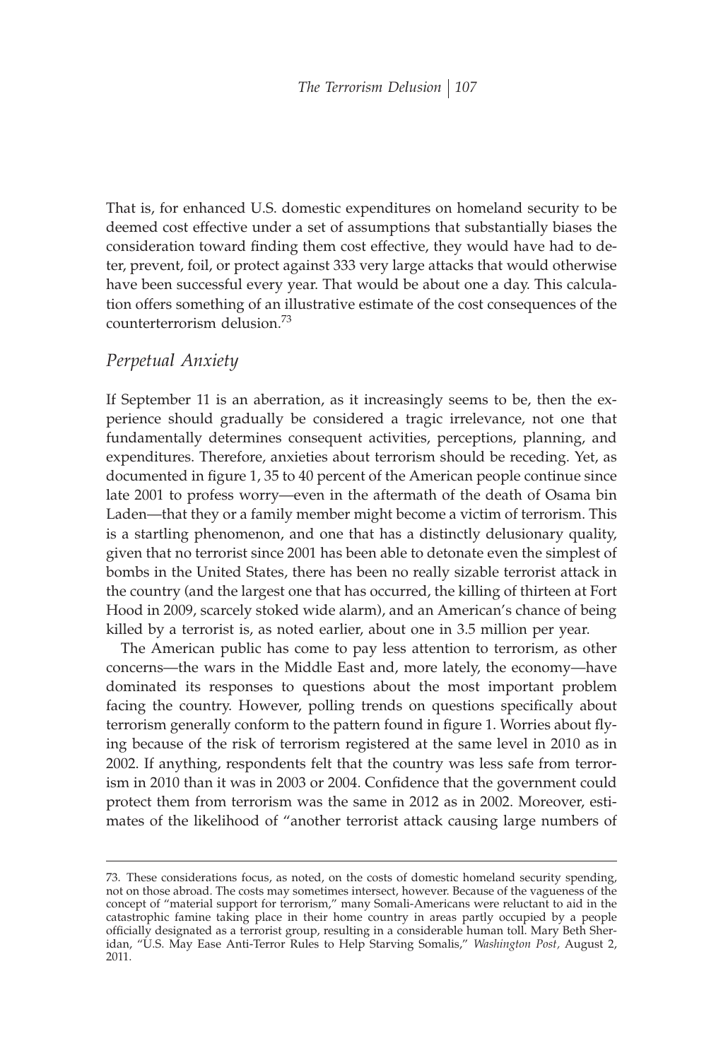That is, for enhanced U.S. domestic expenditures on homeland security to be deemed cost effective under a set of assumptions that substantially biases the consideration toward finding them cost effective, they would have had to deter, prevent, foil, or protect against 333 very large attacks that would otherwise have been successful every year. That would be about one a day. This calculation offers something of an illustrative estimate of the cost consequences of the counterterrorism delusion.[73]

## *Perpetual Anxiety*

If September 11 is an aberration, as it increasingly seems to be, then the experience should gradually be considered a tragic irrelevance, not one that fundamentally determines consequent activities, perceptions, planning, and expenditures. Therefore, anxieties about terrorism should be receding. Yet, as documented in figure 1, 35 to 40 percent of the American people continue since late 2001 to profess worry—even in the aftermath of the death of Osama bin Laden—that they or a family member might become a victim of terrorism. This is a startling phenomenon, and one that has a distinctly delusionary quality, given that no terrorist since 2001 has been able to detonate even the simplest of bombs in the United States, there has been no really sizable terrorist attack in the country (and the largest one that has occurred, the killing of thirteen at Fort Hood in 2009, scarcely stoked wide alarm), and an American's chance of being killed by a terrorist is, as noted earlier, about one in 3.5 million per year.

The American public has come to pay less attention to terrorism, as other concerns—the wars in the Middle East and, more lately, the economy—have dominated its responses to questions about the most important problem facing the country. However, polling trends on questions specifically about terrorism generally conform to the pattern found in figure 1. Worries about flying because of the risk of terrorism registered at the same level in 2010 as in 2002. If anything, respondents felt that the country was less safe from terrorism in 2010 than it was in 2003 or 2004. Confidence that the government could protect them from terrorism was the same in 2012 as in 2002. Moreover, estimates of the likelihood of "another terrorist attack causing large numbers of

---

73. These considerations focus, as noted, on the costs of domestic homeland security spending, not on those abroad. The costs may sometimes intersect, however. Because of the vagueness of the concept of "material support for terrorism," many Somali-Americans were reluctant to aid in the catastrophic famine taking place in their home country in areas partly occupied by a people officially designated as a terrorist group, resulting in a considerable human toll. Mary Beth Sheridan, "U.S. May Ease Anti-Terror Rules to Help Starving Somalis," *Washington Post*, August 2, 2011.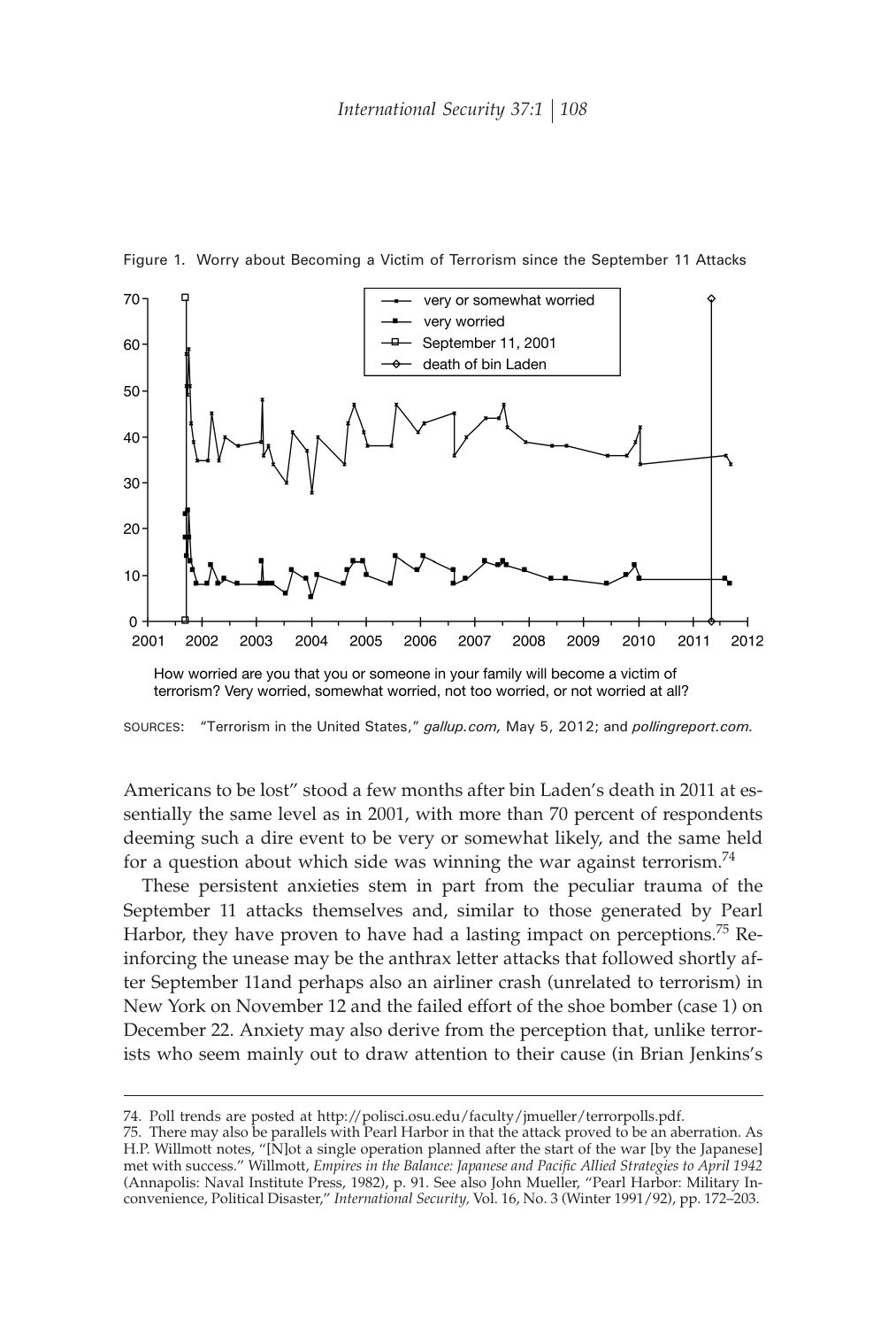Figure 1. Worry about Becoming a Victim of Terrorism since the September 11 Attacks

How worried are you that you or someone in your family will become a victim of terrorism? Very worried, somewhat worried, not too worried, or not worried at all?

SOURCES: "Terrorism in the United States," *gallup.com,* May 5, 2012; and *pollingreport.com.*

Americans to be lost" stood a few months after bin Laden's death in 2011 at essentially the same level as in 2001, with more than 70 percent of respondents deeming such a dire event to be very or somewhat likely, and the same held for a question about which side was winning the war against terrorism.[74]

These persistent anxieties stem in part from the peculiar trauma of the September 11 attacks themselves and, similar to those generated by Pearl Harbor, they have proven to have had a lasting impact on perceptions.[75] Reinforcing the unease may be the anthrax letter attacks that followed shortly after September 11and perhaps also an airliner crash (unrelated to terrorism) in New York on November 12 and the failed effort of the shoe bomber (case 1) on December 22. Anxiety may also derive from the perception that, unlike terrorists who seem mainly out to draw attention to their cause (in Brian Jenkins's

---

74. Poll trends are posted at http://polisci.osu.edu/faculty/jmueller/terrorpolls.pdf.

75. There may also be parallels with Pearl Harbor in that the attack proved to be an aberration. As H.P. Willmott notes, "[N]ot a single operation planned after the start of the war [by the Japanese] met with success." Willmott, *Empires in the Balance: Japanese and Pacific Allied Strategies to April 1942* (Annapolis: Naval Institute Press, 1982), p. 91. See also John Mueller, "Pearl Harbor: Military Inconvenience, Political Disaster," *International Security,* Vol. 16, No. 3 (Winter 1991/92), pp. 172–203.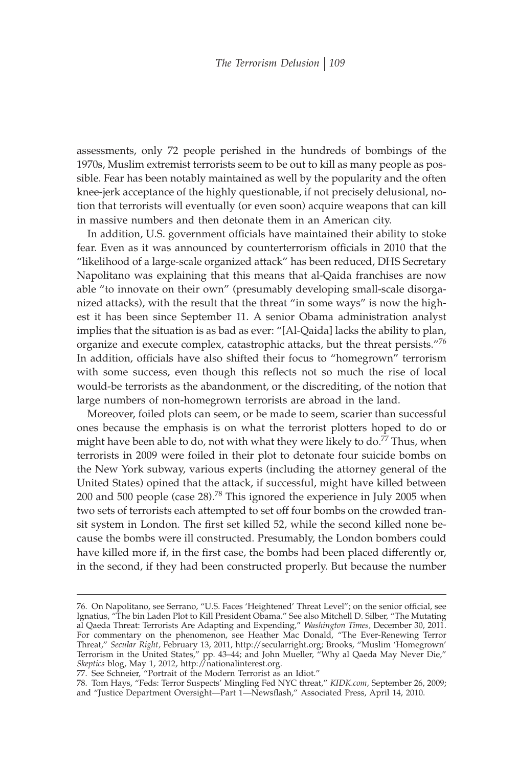assessments, only 72 people perished in the hundreds of bombings of the 1970s, Muslim extremist terrorists seem to be out to kill as many people as possible. Fear has been notably maintained as well by the popularity and the often knee-jerk acceptance of the highly questionable, if not precisely delusional, notion that terrorists will eventually (or even soon) acquire weapons that can kill in massive numbers and then detonate them in an American city.

In addition, U.S. government officials have maintained their ability to stoke fear. Even as it was announced by counterterrorism officials in 2010 that the "likelihood of a large-scale organized attack" has been reduced, DHS Secretary Napolitano was explaining that this means that al-Qaida franchises are now able "to innovate on their own" (presumably developing small-scale disorganized attacks), with the result that the threat "in some ways" is now the highest it has been since September 11. A senior Obama administration analyst implies that the situation is as bad as ever: "[Al-Qaida] lacks the ability to plan, organize and execute complex, catastrophic attacks, but the threat persists."[76] In addition, officials have also shifted their focus to "homegrown" terrorism with some success, even though this reflects not so much the rise of local would-be terrorists as the abandonment, or the discrediting, of the notion that large numbers of non-homegrown terrorists are abroad in the land.

Moreover, foiled plots can seem, or be made to seem, scarier than successful ones because the emphasis is on what the terrorist plotters hoped to do or might have been able to do, not with what they were likely to do.[77] Thus, when terrorists in 2009 were foiled in their plot to detonate four suicide bombs on the New York subway, various experts (including the attorney general of the United States) opined that the attack, if successful, might have killed between 200 and 500 people (case 28).[78] This ignored the experience in July 2005 when two sets of terrorists each attempted to set off four bombs on the crowded transit system in London. The first set killed 52, while the second killed none because the bombs were ill constructed. Presumably, the London bombers could have killed more if, in the first case, the bombs had been placed differently or, in the second, if they had been constructed properly. But because the number

---

76. On Napolitano, see Serrano, "U.S. Faces 'Heightened' Threat Level"; on the senior official, see Ignatius, "The bin Laden Plot to Kill President Obama." See also Mitchell D. Silber, "The Mutating al Qaeda Threat: Terrorists Are Adapting and Expending," *Washington Times,* December 30, 2011. For commentary on the phenomenon, see Heather Mac Donald, "The Ever-Renewing Terror Threat," *Secular Right,* February 13, 2011, http://secularright.org; Brooks, "Muslim 'Homegrown' Terrorism in the United States," pp. 43–44; and John Mueller, "Why al Qaeda May Never Die," *Skeptics* blog, May 1, 2012, http://nationalinterest.org.

77. See Schneier, "Portrait of the Modern Terrorist as an Idiot."

78. Tom Hays, "Feds: Terror Suspects' Mingling Fed NYC threat," *KIDK.com,* September 26, 2009; and "Justice Department Oversight—Part 1—Newsflash," Associated Press, April 14, 2010.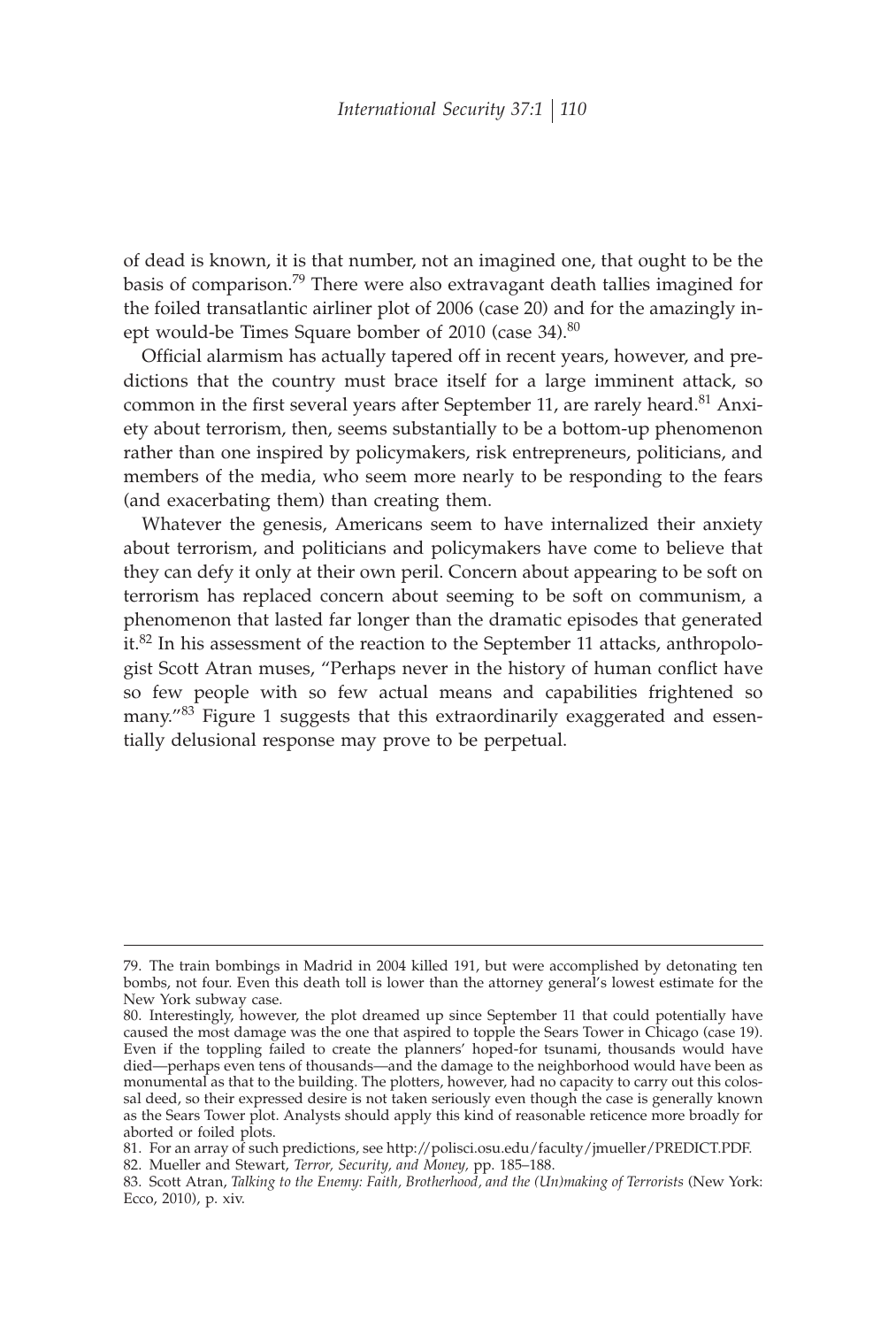of dead is known, it is that number, not an imagined one, that ought to be the basis of comparison.[79] There were also extravagant death tallies imagined for the foiled transatlantic airliner plot of 2006 (case 20) and for the amazingly inept would-be Times Square bomber of 2010 (case 34).[80]

Official alarmism has actually tapered off in recent years, however, and predictions that the country must brace itself for a large imminent attack, so common in the first several years after September 11, are rarely heard.[81] Anxiety about terrorism, then, seems substantially to be a bottom-up phenomenon rather than one inspired by policymakers, risk entrepreneurs, politicians, and members of the media, who seem more nearly to be responding to the fears (and exacerbating them) than creating them.

Whatever the genesis, Americans seem to have internalized their anxiety about terrorism, and politicians and policymakers have come to believe that they can defy it only at their own peril. Concern about appearing to be soft on terrorism has replaced concern about seeming to be soft on communism, a phenomenon that lasted far longer than the dramatic episodes that generated it.[82] In his assessment of the reaction to the September 11 attacks, anthropologist Scott Atran muses, "Perhaps never in the history of human conflict have so few people with so few actual means and capabilities frightened so many."[83] Figure 1 suggests that this extraordinarily exaggerated and essentially delusional response may prove to be perpetual.

---

79. The train bombings in Madrid in 2004 killed 191, but were accomplished by detonating ten bombs, not four. Even this death toll is lower than the attorney general's lowest estimate for the New York subway case.

80. Interestingly, however, the plot dreamed up since September 11 that could potentially have caused the most damage was the one that aspired to topple the Sears Tower in Chicago (case 19). Even if the toppling failed to create the planners' hoped-for tsunami, thousands would have died—perhaps even tens of thousands—and the damage to the neighborhood would have been as monumental as that to the building. The plotters, however, had no capacity to carry out this colossal deed, so their expressed desire is not taken seriously even though the case is generally known as the Sears Tower plot. Analysts should apply this kind of reasonable reticence more broadly for aborted or foiled plots.

81. For an array of such predictions, see http://polisci.osu.edu/faculty/jmueller/PREDICT.PDF.

82. Mueller and Stewart, *Terror, Security, and Money,* pp. 185–188.

83. Scott Atran, *Talking to the Enemy: Faith, Brotherhood, and the (Un)making of Terrorists* (New York: Ecco, 2010), p. xiv.